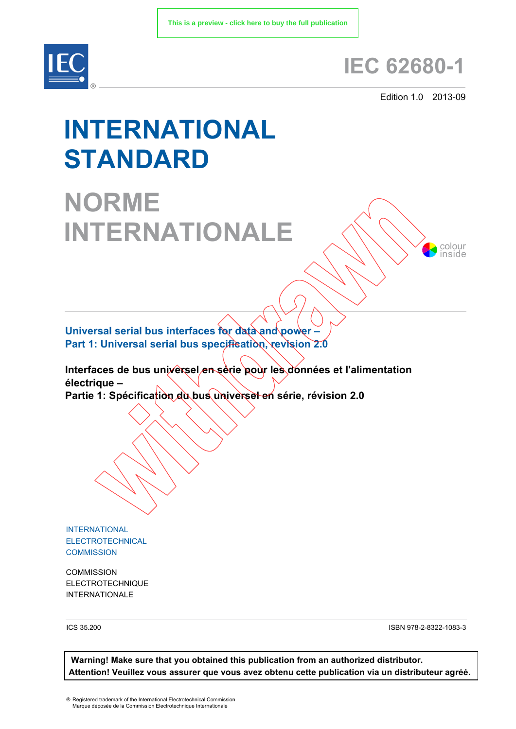This is a preview - click here to buy the full publication

# IEC 62680-1

Edition 1.0 2013-09

# INTERNATIONAL STANDARD

# NORME INTERNATIONALE

colour inside

Withdrawn

**Universal serial bus interfaces for data and power –**
**Part 1: Universal serial bus specification, revision 2.0**

**Interfaces de bus universel en série pour les données et l'alimentation électrique –**
**Partie 1: Spécification du bus universel en série, révision 2.0**

INTERNATIONAL
ELECTROTECHNICAL
COMMISSION

COMMISSION
ELECTROTECHNIQUE
INTERNATIONALE

ICS 35.200

ISBN 978-2-8322-1083-3

**Warning! Make sure that you obtained this publication from an authorized distributor.**
**Attention! Veuillez vous assurer que vous avez obtenu cette publication via un distributeur agréé.**

® Registered trademark of the International Electrotechnical Commission
Marque déposée de la Commission Electrotechnique Internationale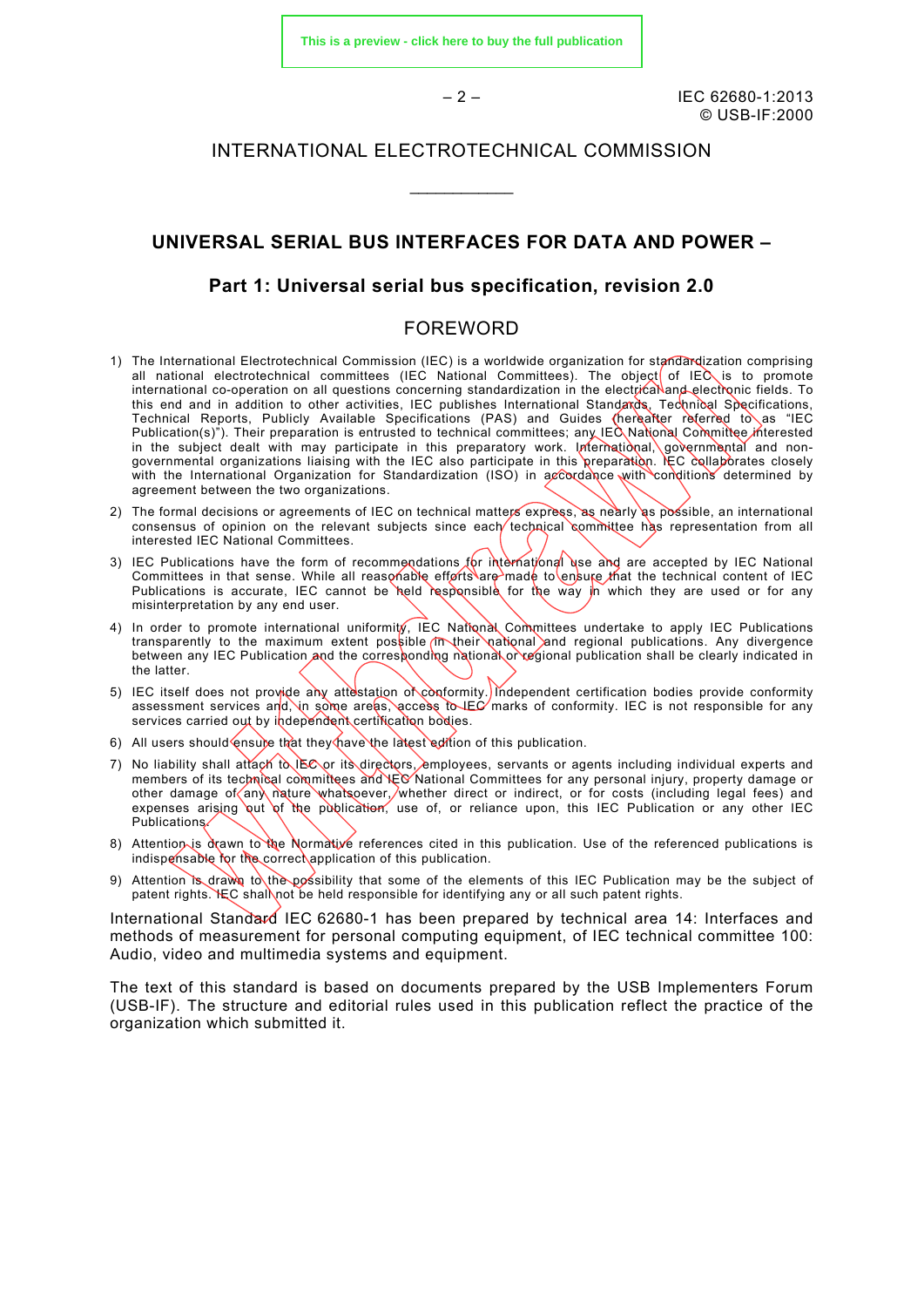INTERNATIONAL ELECTROTECHNICAL COMMISSION

\_\_\_\_\_\_\_\_\_\_\_\_

# UNIVERSAL SERIAL BUS INTERFACES FOR DATA AND POWER –

## Part 1: Universal serial bus specification, revision 2.0

## FOREWORD

1) The International Electrotechnical Commission (IEC) is a worldwide organization for standardization comprising all national electrotechnical committees (IEC National Committees). The object of IEC is to promote international co-operation on all questions concerning standardization in the electrical and electronic fields. To this end and in addition to other activities, IEC publishes International Standards, Technical Specifications, Technical Reports, Publicly Available Specifications (PAS) and Guides (hereafter referred to as "IEC Publication(s)"). Their preparation is entrusted to technical committees; any IEC National Committee interested in the subject dealt with may participate in this preparatory work. International, governmental and non-governmental organizations liaising with the IEC also participate in this preparation. IEC collaborates closely with the International Organization for Standardization (ISO) in accordance with conditions determined by agreement between the two organizations.

2) The formal decisions or agreements of IEC on technical matters express, as nearly as possible, an international consensus of opinion on the relevant subjects since each technical committee has representation from all interested IEC National Committees.

3) IEC Publications have the form of recommendations for international use and are accepted by IEC National Committees in that sense. While all reasonable efforts are made to ensure that the technical content of IEC Publications is accurate, IEC cannot be held responsible for the way in which they are used or for any misinterpretation by any end user.

4) In order to promote international uniformity, IEC National Committees undertake to apply IEC Publications transparently to the maximum extent possible in their national and regional publications. Any divergence between any IEC Publication and the corresponding national or regional publication shall be clearly indicated in the latter.

5) IEC itself does not provide any attestation of conformity. Independent certification bodies provide conformity assessment services and, in some areas, access to IEC marks of conformity. IEC is not responsible for any services carried out by independent certification bodies.

6) All users should ensure that they have the latest edition of this publication.

7) No liability shall attach to IEC or its directors, employees, servants or agents including individual experts and members of its technical committees and IEC National Committees for any personal injury, property damage or other damage of any nature whatsoever, whether direct or indirect, or for costs (including legal fees) and expenses arising out of the publication, use of, or reliance upon, this IEC Publication or any other IEC Publications.

8) Attention is drawn to the Normative references cited in this publication. Use of the referenced publications is indispensable for the correct application of this publication.

9) Attention is drawn to the possibility that some of the elements of this IEC Publication may be the subject of patent rights. IEC shall not be held responsible for identifying any or all such patent rights.

International Standard IEC 62680-1 has been prepared by technical area 14: Interfaces and methods of measurement for personal computing equipment, of IEC technical committee 100: Audio, video and multimedia systems and equipment.

The text of this standard is based on documents prepared by the USB Implementers Forum (USB-IF). The structure and editorial rules used in this publication reflect the practice of the organization which submitted it.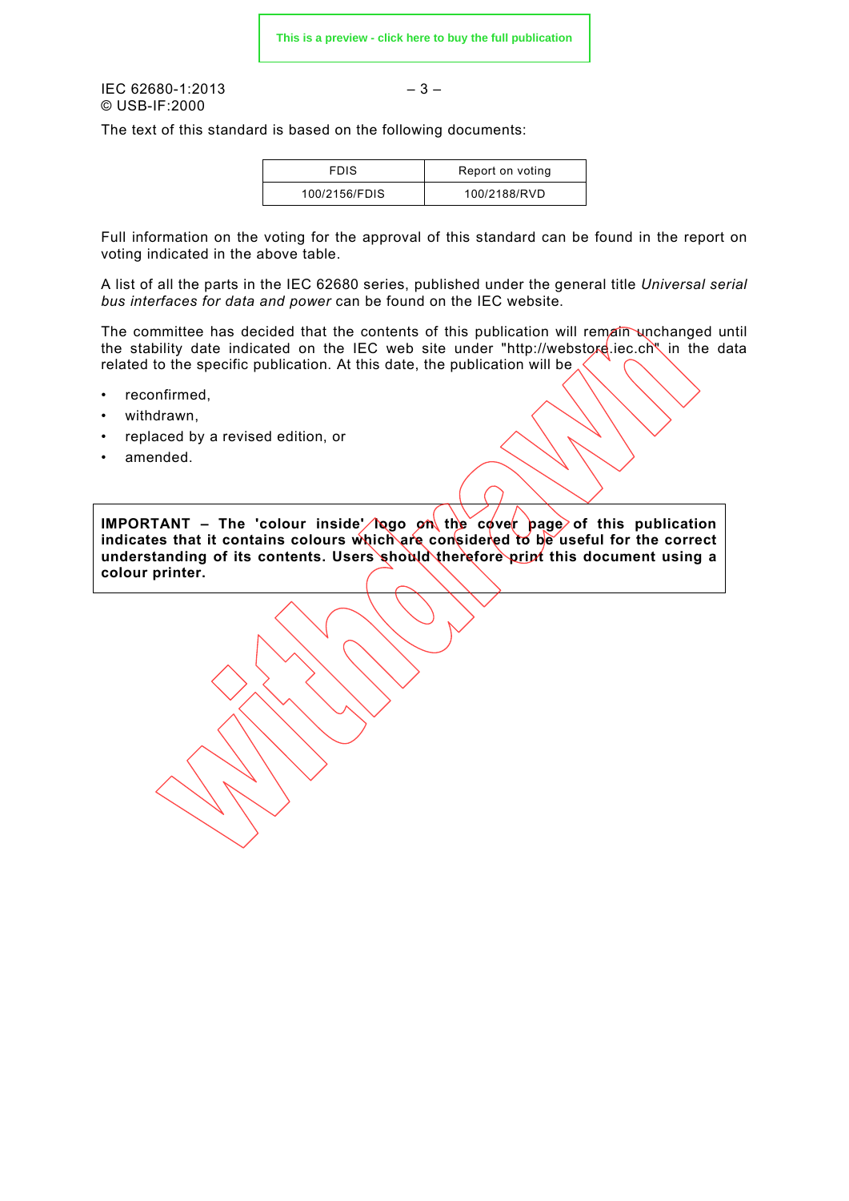The text of this standard is based on the following documents:

| FDIS | Report on voting |
|---|---|
| 100/2156/FDIS | 100/2188/RVD |

Full information on the voting for the approval of this standard can be found in the report on voting indicated in the above table.

A list of all the parts in the IEC 62680 series, published under the general title *Universal serial bus interfaces for data and power* can be found on the IEC website.

The committee has decided that the contents of this publication will remain unchanged until the stability date indicated on the IEC web site under "http://webstore.iec.ch" in the data related to the specific publication. At this date, the publication will be

- reconfirmed,
- withdrawn,
- replaced by a revised edition, or
- amended.

**IMPORTANT – The 'colour inside' logo on the cover page of this publication indicates that it contains colours which are considered to be useful for the correct understanding of its contents. Users should therefore print this document using a colour printer.**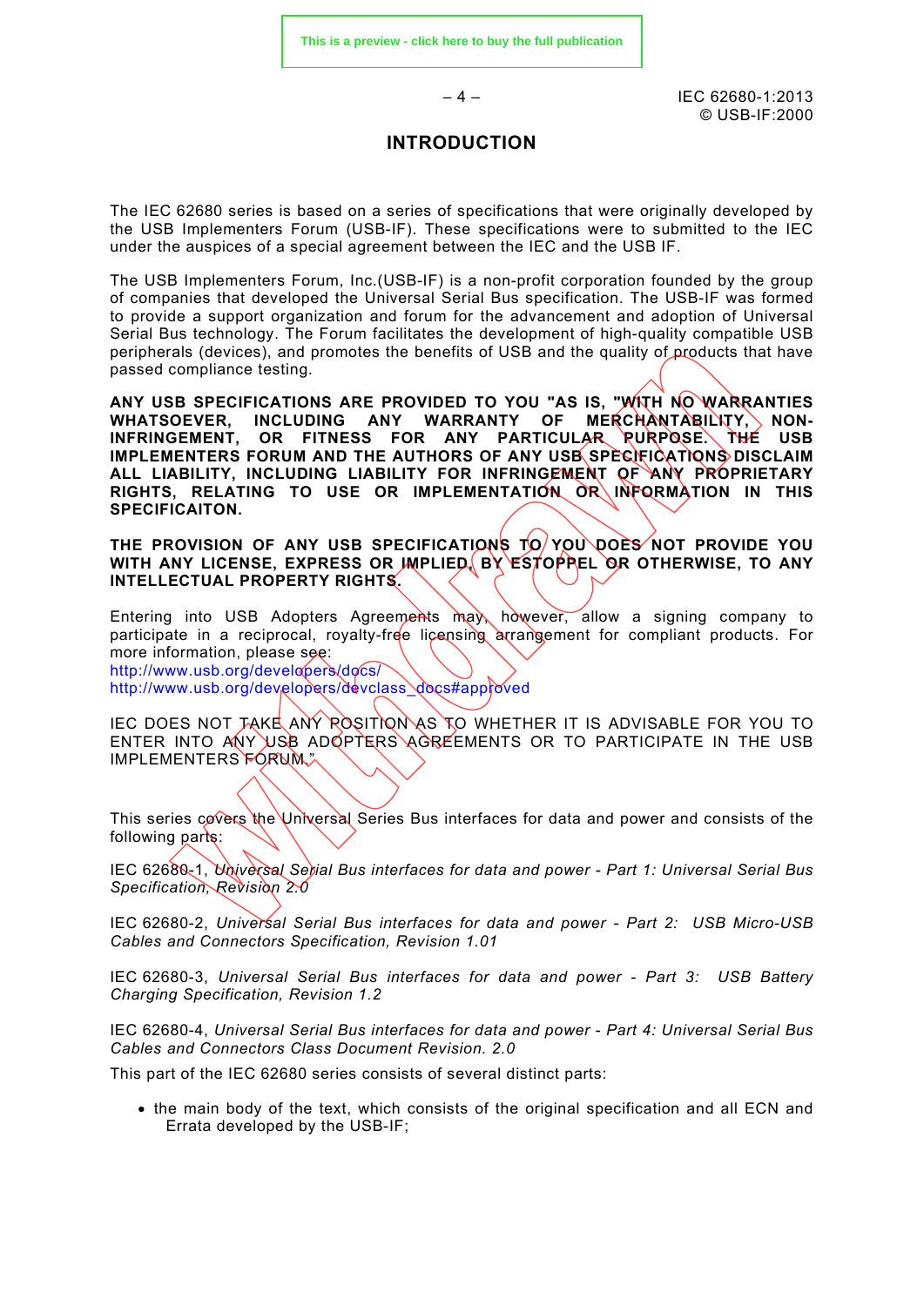# INTRODUCTION

The IEC 62680 series is based on a series of specifications that were originally developed by the USB Implementers Forum (USB-IF). These specifications were to submitted to the IEC under the auspices of a special agreement between the IEC and the USB IF.

The USB Implementers Forum, Inc.(USB-IF) is a non-profit corporation founded by the group of companies that developed the Universal Serial Bus specification. The USB-IF was formed to provide a support organization and forum for the advancement and adoption of Universal Serial Bus technology. The Forum facilitates the development of high-quality compatible USB peripherals (devices), and promotes the benefits of USB and the quality of products that have passed compliance testing.

**ANY USB SPECIFICATIONS ARE PROVIDED TO YOU "AS IS, "WITH NO WARRANTIES WHATSOEVER, INCLUDING ANY WARRANTY OF MERCHANTABILITY, NON-INFRINGEMENT, OR FITNESS FOR ANY PARTICULAR PURPOSE. THE USB IMPLEMENTERS FORUM AND THE AUTHORS OF ANY USB SPECIFICATIONS DISCLAIM ALL LIABILITY, INCLUDING LIABILITY FOR INFRINGEMENT OF ANY PROPRIETARY RIGHTS, RELATING TO USE OR IMPLEMENTATION OR INFORMATION IN THIS SPECIFICAITON.**

**THE PROVISION OF ANY USB SPECIFICATIONS TO YOU DOES NOT PROVIDE YOU WITH ANY LICENSE, EXPRESS OR IMPLIED, BY ESTOPPEL OR OTHERWISE, TO ANY INTELLECTUAL PROPERTY RIGHTS.**

Entering into USB Adopters Agreements may, however, allow a signing company to participate in a reciprocal, royalty-free licensing arrangement for compliant products. For more information, please see:
http://www.usb.org/developers/docs/
http://www.usb.org/developers/devclass_docs#approved

IEC DOES NOT TAKE ANY POSITION AS TO WHETHER IT IS ADVISABLE FOR YOU TO ENTER INTO ANY USB ADOPTERS AGREEMENTS OR TO PARTICIPATE IN THE USB IMPLEMENTERS FORUM."

This series covers the Universal Series Bus interfaces for data and power and consists of the following parts:

IEC 62680-1, *Universal Serial Bus interfaces for data and power - Part 1: Universal Serial Bus Specification, Revision 2.0*

IEC 62680-2, *Universal Serial Bus interfaces for data and power - Part 2: USB Micro-USB Cables and Connectors Specification, Revision 1.01*

IEC 62680-3, *Universal Serial Bus interfaces for data and power - Part 3: USB Battery Charging Specification, Revision 1.2*

IEC 62680-4, *Universal Serial Bus interfaces for data and power - Part 4: Universal Serial Bus Cables and Connectors Class Document Revision. 2.0*

This part of the IEC 62680 series consists of several distinct parts:

- the main body of the text, which consists of the original specification and all ECN and Errata developed by the USB-IF;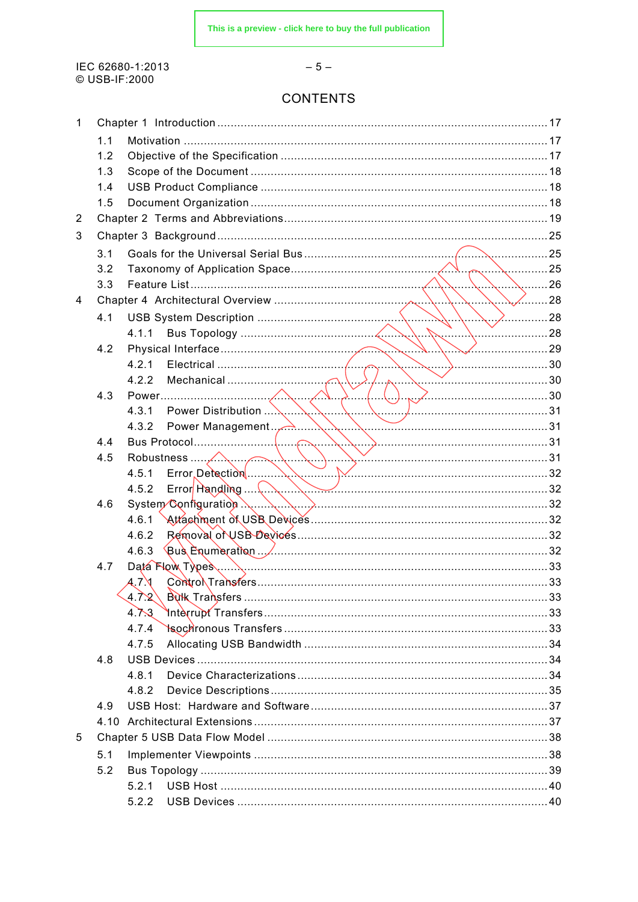# CONTENTS

1 Chapter 1 Introduction ............................................................................................ 17

1.1 Motivation .......................................................................................................... 17

1.2 Objective of the Specification ............................................................................. 17

1.3 Scope of the Document ...................................................................................... 18

1.4 USB Product Compliance ................................................................................... 18

1.5 Document Organization ...................................................................................... 18

2 Chapter 2 Terms and Abbreviations ............................................................................ 19

3 Chapter 3 Background ................................................................................................ 25

3.1 Goals for the Universal Serial Bus ....................................................................... 25

3.2 Taxonomy of Application Space ........................................................................... 25

3.3 Feature List ........................................................................................................ 26

4 Chapter 4 Architectural Overview ................................................................................ 28

4.1 USB System Description ..................................................................................... 28

4.1.1 Bus Topology ................................................................................................ 28

4.2 Physical Interface ............................................................................................... 29

4.2.1 Electrical ...................................................................................................... 30

4.2.2 Mechanical ................................................................................................... 30

4.3 Power ................................................................................................................. 30

4.3.1 Power Distribution ......................................................................................... 31

4.3.2 Power Management ....................................................................................... 31

4.4 Bus Protocol ....................................................................................................... 31

4.5 Robustness ......................................................................................................... 31

4.5.1 Error Detection .............................................................................................. 32

4.5.2 Error Handling ............................................................................................... 32

4.6 System Configuration .......................................................................................... 32

4.6.1 Attachment of USB Devices ........................................................................... 32

4.6.2 Removal of USB Devices ............................................................................... 32

4.6.3 Bus Enumeration ........................................................................................... 32

4.7 Data Flow Types .................................................................................................. 33

4.7.1 Control Transfers ........................................................................................... 33

4.7.2 Bulk Transfers ............................................................................................... 33

4.7.3 Interrupt Transfers ......................................................................................... 33

4.7.4 Isochronous Transfers ................................................................................... 33

4.7.5 Allocating USB Bandwidth ............................................................................. 34

4.8 USB Devices ....................................................................................................... 34

4.8.1 Device Characterizations ............................................................................... 34

4.8.2 Device Descriptions ....................................................................................... 35

4.9 USB Host: Hardware and Software ...................................................................... 37

4.10 Architectural Extensions ...................................................................................... 37

5 Chapter 5 USB Data Flow Model .................................................................................. 38

5.1 Implementer Viewpoints ...................................................................................... 38

5.2 Bus Topology ....................................................................................................... 39

5.2.1 USB Host ...................................................................................................... 40

5.2.2 USB Devices .................................................................................................. 40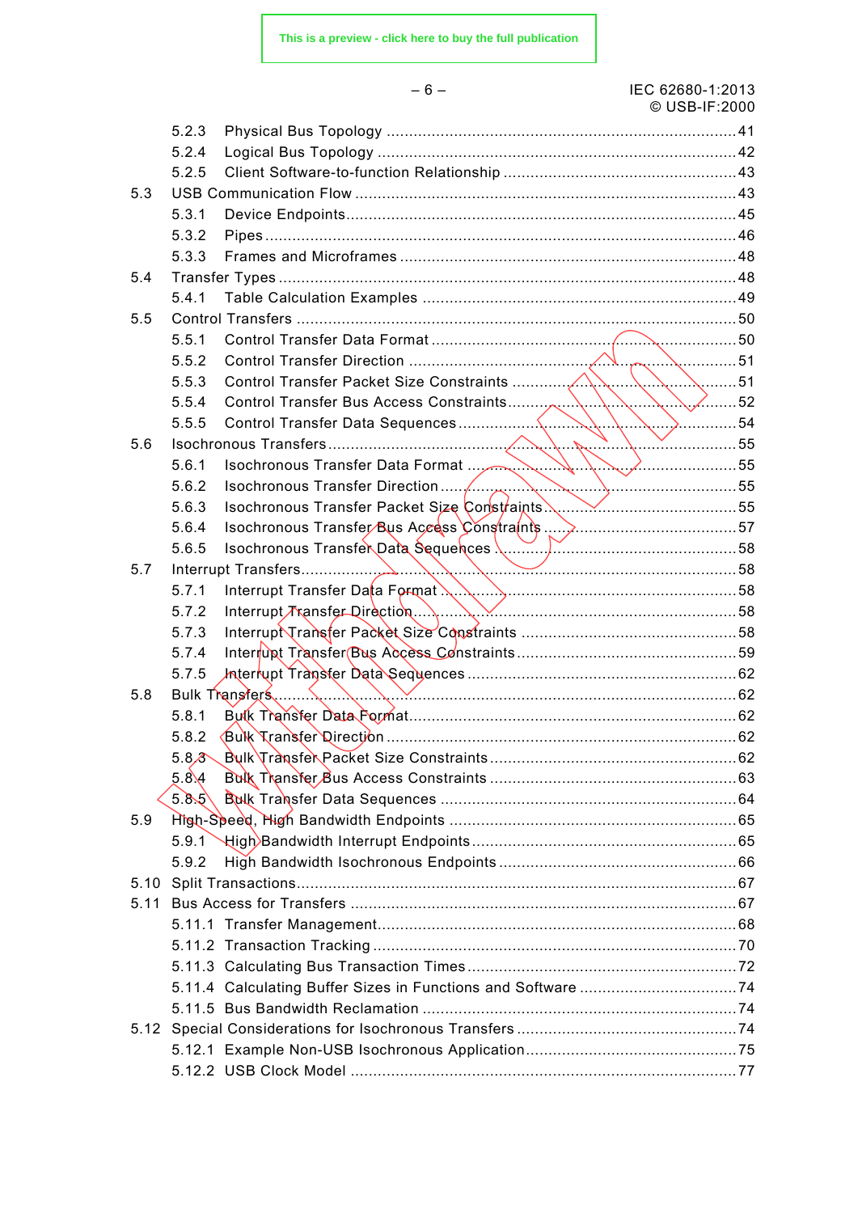5.2.3 Physical Bus Topology .......................................................................................41

5.2.4 Logical Bus Topology .........................................................................................42

5.2.5 Client Software-to-function Relationship ..............................................................43

5.3 USB Communication Flow ..............................................................................................43

5.3.1 Device Endpoints.................................................................................................45

5.3.2 Pipes ..................................................................................................................46

5.3.3 Frames and Microframes .....................................................................................48

5.4 Transfer Types ...............................................................................................................48

5.4.1 Table Calculation Examples ................................................................................49

5.5 Control Transfers ...........................................................................................................50

5.5.1 Control Transfer Data Format ..............................................................................50

5.5.2 Control Transfer Direction ...................................................................................51

5.5.3 Control Transfer Packet Size Constraints ............................................................51

5.5.4 Control Transfer Bus Access Constraints .............................................................52

5.5.5 Control Transfer Data Sequences ........................................................................54

5.6 Isochronous Transfers ....................................................................................................55

5.6.1 Isochronous Transfer Data Format ......................................................................55

5.6.2 Isochronous Transfer Direction ............................................................................55

5.6.3 Isochronous Transfer Packet Size Constraints ......................................................55

5.6.4 Isochronous Transfer Bus Access Constraints ......................................................57

5.6.5 Isochronous Transfer Data Sequences .................................................................58

5.7 Interrupt Transfers ..........................................................................................................58

5.7.1 Interrupt Transfer Data Format ............................................................................58

5.7.2 Interrupt Transfer Direction .................................................................................58

5.7.3 Interrupt Transfer Packet Size Constraints ...........................................................58

5.7.4 Interrupt Transfer Bus Access Constraints ............................................................59

5.7.5 Interrupt Transfer Data Sequences ......................................................................62

5.8 Bulk Transfers ................................................................................................................62

5.8.1 Bulk Transfer Data Format ...................................................................................62

5.8.2 Bulk Transfer Direction .......................................................................................62

5.8.3 Bulk Transfer Packet Size Constraints ..................................................................62

5.8.4 Bulk Transfer Bus Access Constraints ..................................................................63

5.8.5 Bulk Transfer Data Sequences .............................................................................64

5.9 High-Speed, High Bandwidth Endpoints ...........................................................................65

5.9.1 High Bandwidth Interrupt Endpoints .....................................................................65

5.9.2 High Bandwidth Isochronous Endpoints ................................................................66

5.10 Split Transactions ...........................................................................................................67

5.11 Bus Access for Transfers ................................................................................................67

5.11.1 Transfer Management ..........................................................................................68

5.11.2 Transaction Tracking ...........................................................................................70

5.11.3 Calculating Bus Transaction Times .......................................................................72

5.11.4 Calculating Buffer Sizes in Functions and Software ..............................................74

5.11.5 Bus Bandwidth Reclamation .................................................................................74

5.12 Special Considerations for Isochronous Transfers ............................................................74

5.12.1 Example Non-USB Isochronous Application ..........................................................75

5.12.2 USB Clock Model ................................................................................................77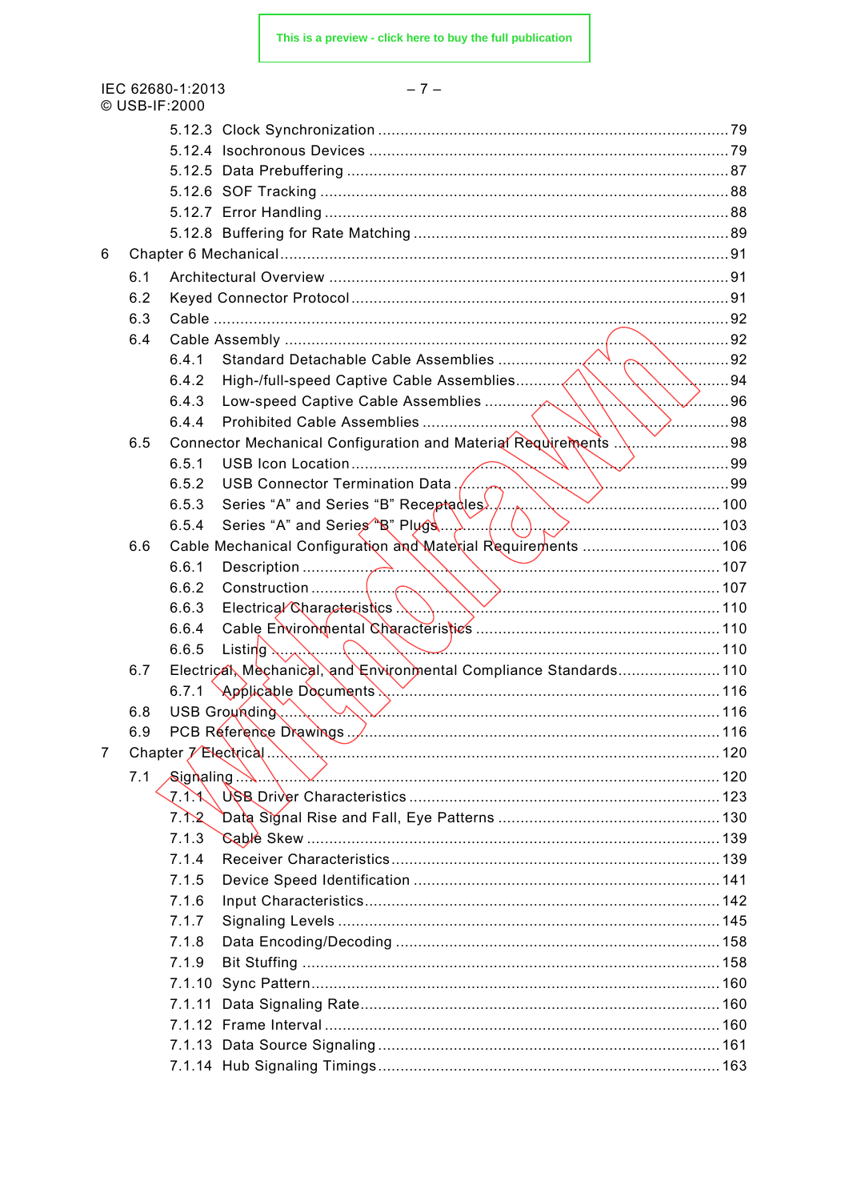5.12.3 Clock Synchronization ........................................................................ 79
5.12.4 Isochronous Devices ........................................................................... 79
5.12.5 Data Prebuffering ............................................................................... 87
5.12.6 SOF Tracking ...................................................................................... 88
5.12.7 Error Handling ..................................................................................... 88
5.12.8 Buffering for Rate Matching ................................................................. 89

6 Chapter 6 Mechanical ............................................................................................ 91

6.1 Architectural Overview ................................................................................... 91
6.2 Keyed Connector Protocol .............................................................................. 91
6.3 Cable ............................................................................................................. 92
6.4 Cable Assembly ............................................................................................. 92
6.4.1 Standard Detachable Cable Assemblies ................................................ 92
6.4.2 High-/full-speed Captive Cable Assemblies ............................................ 94
6.4.3 Low-speed Captive Cable Assemblies ................................................... 96
6.4.4 Prohibited Cable Assemblies ................................................................. 98
6.5 Connector Mechanical Configuration and Material Requirements ......................... 98
6.5.1 USB Icon Location .................................................................................. 99
6.5.2 USB Connector Termination Data ........................................................... 99
6.5.3 Series “A” and Series “B” Receptacles .................................................. 100
6.5.4 Series “A” and Series “B” Plugs ............................................................ 103
6.6 Cable Mechanical Configuration and Material Requirements ............................. 106
6.6.1 Description ........................................................................................... 107
6.6.2 Construction ......................................................................................... 107
6.6.3 Electrical Characteristics ....................................................................... 110
6.6.4 Cable Environmental Characteristics ..................................................... 110
6.6.5 Listing .................................................................................................. 110
6.7 Electrical, Mechanical, and Environmental Compliance Standards ...................... 110
6.7.1 Applicable Documents ........................................................................... 116
6.8 USB Grounding ............................................................................................. 116
6.9 PCB Reference Drawings ............................................................................... 116

7 Chapter 7 Electrical .............................................................................................. 120

7.1 Signaling ....................................................................................................... 120
7.1.1 USB Driver Characteristics ................................................................... 123
7.1.2 Data Signal Rise and Fall, Eye Patterns ................................................ 130
7.1.3 Cable Skew ........................................................................................... 139
7.1.4 Receiver Characteristics ........................................................................ 139
7.1.5 Device Speed Identification .................................................................. 141
7.1.6 Input Characteristics ............................................................................. 142
7.1.7 Signaling Levels ................................................................................... 145
7.1.8 Data Encoding/Decoding ....................................................................... 158
7.1.9 Bit Stuffing ........................................................................................... 158
7.1.10 Sync Pattern ......................................................................................... 160
7.1.11 Data Signaling Rate .............................................................................. 160
7.1.12 Frame Interval ...................................................................................... 160
7.1.13 Data Source Signaling ........................................................................... 161
7.1.14 Hub Signaling Timings .......................................................................... 163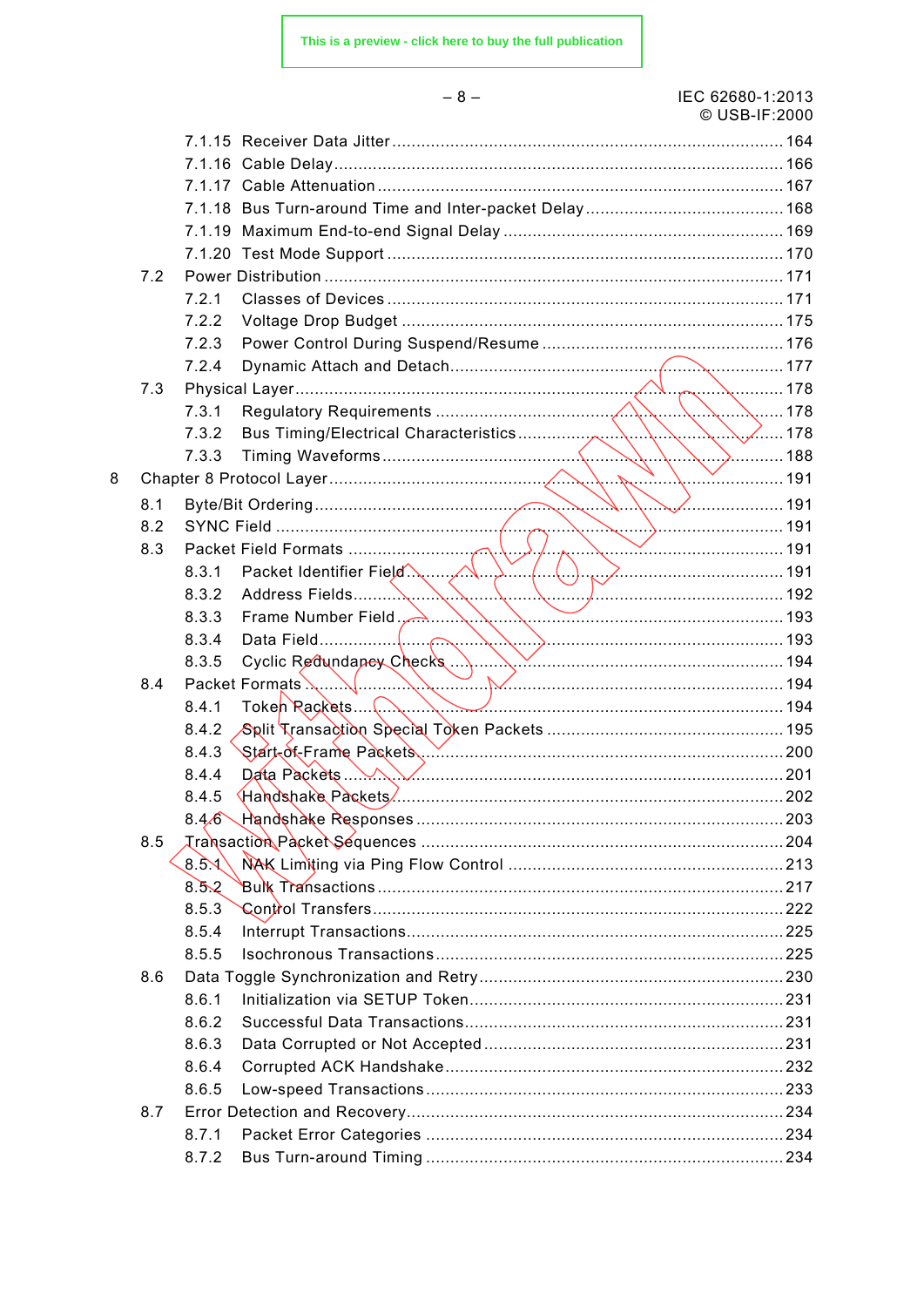7.1.15 Receiver Data Jitter ............................................................................ 164
7.1.16 Cable Delay ........................................................................................ 166
7.1.17 Cable Attenuation ............................................................................... 167
7.1.18 Bus Turn-around Time and Inter-packet Delay ....................................... 168
7.1.19 Maximum End-to-end Signal Delay ........................................................ 169
7.1.20 Test Mode Support ............................................................................... 170
7.2 Power Distribution ........................................................................................ 171
7.2.1 Classes of Devices ................................................................................. 171
7.2.2 Voltage Drop Budget ............................................................................... 175
7.2.3 Power Control During Suspend/Resume .................................................. 176
7.2.4 Dynamic Attach and Detach .................................................................... 177
7.3 Physical Layer .............................................................................................. 178
7.3.1 Regulatory Requirements ........................................................................ 178
7.3.2 Bus Timing/Electrical Characteristics ....................................................... 178
7.3.3 Timing Waveforms ................................................................................... 188
8 Chapter 8 Protocol Layer ................................................................................... 191
8.1 Byte/Bit Ordering ........................................................................................... 191
8.2 SYNC Field .................................................................................................... 191
8.3 Packet Field Formats ...................................................................................... 191
8.3.1 Packet Identifier Field ............................................................................... 191
8.3.2 Address Fields ......................................................................................... 192
8.3.3 Frame Number Field ................................................................................. 193
8.3.4 Data Field ................................................................................................ 193
8.3.5 Cyclic Redundancy Checks ....................................................................... 194
8.4 Packet Formats .............................................................................................. 194
8.4.1 Token Packets .......................................................................................... 194
8.4.2 Split Transaction Special Token Packets .................................................... 195
8.4.3 Start-of-Frame Packets .............................................................................. 200
8.4.4 Data Packets ............................................................................................. 201
8.4.5 Handshake Packets ................................................................................... 202
8.4.6 Handshake Responses ............................................................................... 203
8.5 Transaction Packet Sequences .......................................................................... 204
8.5.1 NAK Limiting via Ping Flow Control ............................................................ 213
8.5.2 Bulk Transactions ...................................................................................... 217
8.5.3 Control Transfers ....................................................................................... 222
8.5.4 Interrupt Transactions ................................................................................ 225
8.5.5 Isochronous Transactions ........................................................................... 225
8.6 Data Toggle Synchronization and Retry ............................................................. 230
8.6.1 Initialization via SETUP Token .................................................................... 231
8.6.2 Successful Data Transactions ...................................................................... 231
8.6.3 Data Corrupted or Not Accepted ................................................................. 231
8.6.4 Corrupted ACK Handshake .......................................................................... 232
8.6.5 Low-speed Transactions .............................................................................. 233
8.7 Error Detection and Recovery ............................................................................ 234
8.7.1 Packet Error Categories ............................................................................... 234
8.7.2 Bus Turn-around Timing .............................................................................. 234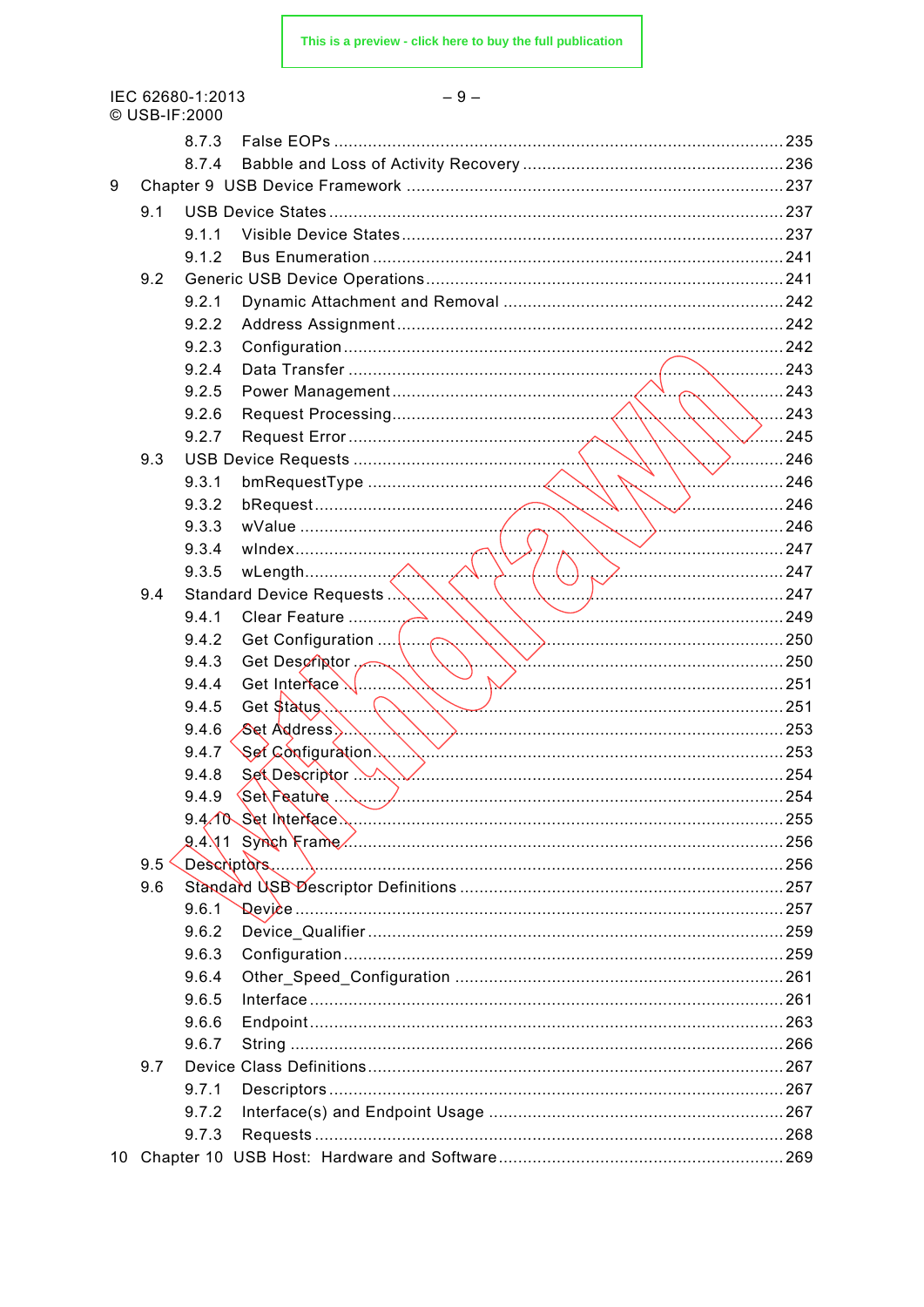8.7.3 False EOPs ........................................................................................ 235
8.7.4 Babble and Loss of Activity Recovery ................................................... 236

9 Chapter 9 USB Device Framework ........................................................................ 237

9.1 USB Device States ........................................................................................ 237
9.1.1 Visible Device States ............................................................................ 237
9.1.2 Bus Enumeration .................................................................................. 241

9.2 Generic USB Device Operations ..................................................................... 241
9.2.1 Dynamic Attachment and Removal ........................................................ 242
9.2.2 Address Assignment .............................................................................. 242
9.2.3 Configuration ........................................................................................ 242
9.2.4 Data Transfer ........................................................................................ 243
9.2.5 Power Management ............................................................................... 243
9.2.6 Request Processing ................................................................................ 243
9.2.7 Request Error ........................................................................................ 245

9.3 USB Device Requests .................................................................................... 246
9.3.1 bmRequestType ..................................................................................... 246
9.3.2 bRequest ............................................................................................... 246
9.3.3 wValue .................................................................................................. 246
9.3.4 wIndex ................................................................................................... 247
9.3.5 wLength ................................................................................................ 247

9.4 Standard Device Requests .............................................................................. 247
9.4.1 Clear Feature ......................................................................................... 249
9.4.2 Get Configuration .................................................................................. 250
9.4.3 Get Descriptor ....................................................................................... 250
9.4.4 Get Interface .......................................................................................... 251
9.4.5 Get Status ............................................................................................. 251
9.4.6 Set Address ........................................................................................... 253
9.4.7 Set Configuration ................................................................................... 253
9.4.8 Set Descriptor ........................................................................................ 254
9.4.9 Set Feature ............................................................................................ 254
9.4.10 Set Interface ......................................................................................... 255
9.4.11 Synch Frame ......................................................................................... 256

9.5 Descriptors .................................................................................................... 256

9.6 Standard USB Descriptor Definitions .............................................................. 257
9.6.1 Device ................................................................................................... 257
9.6.2 Device_Qualifier .................................................................................... 259
9.6.3 Configuration ......................................................................................... 259
9.6.4 Other_Speed_Configuration ................................................................... 261
9.6.5 Interface ................................................................................................ 261
9.6.6 Endpoint ................................................................................................ 263
9.6.7 String .................................................................................................... 266

9.7 Device Class Definitions ................................................................................. 267
9.7.1 Descriptors ............................................................................................ 267
9.7.2 Interface(s) and Endpoint Usage ............................................................ 267
9.7.3 Requests ............................................................................................... 268

10 Chapter 10 USB Host: Hardware and Software ..................................................... 269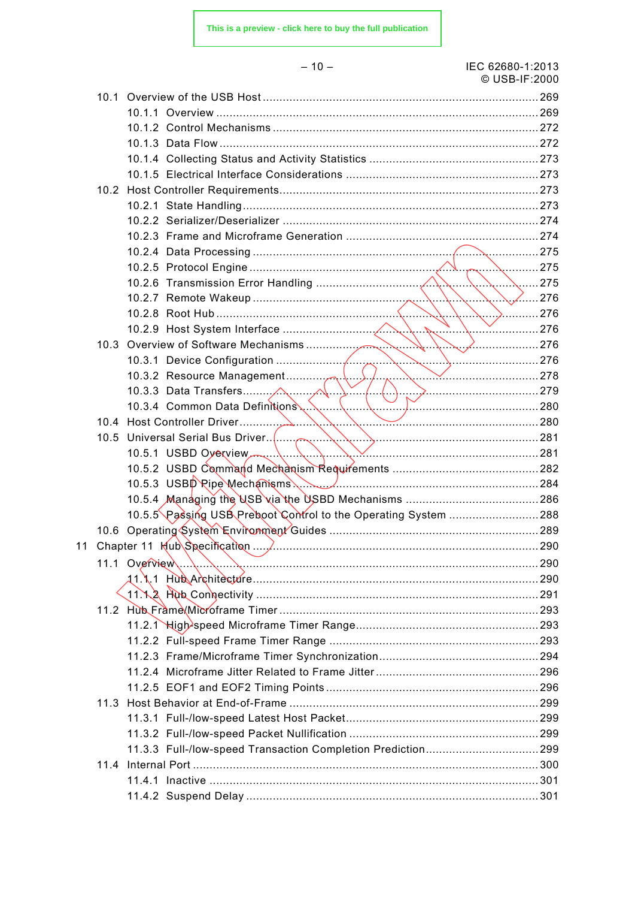10.1 Overview of the USB Host .......................................................................................... 269
10.1.1 Overview ................................................................................................ 269
10.1.2 Control Mechanisms ............................................................................... 272
10.1.3 Data Flow .............................................................................................. 272
10.1.4 Collecting Status and Activity Statistics ................................................... 273
10.1.5 Electrical Interface Considerations .......................................................... 273
10.2 Host Controller Requirements.................................................................................. 273
10.2.1 State Handling ........................................................................................ 273
10.2.2 Serializer/Deserializer ............................................................................. 274
10.2.3 Frame and Microframe Generation .......................................................... 274
10.2.4 Data Processing ...................................................................................... 275
10.2.5 Protocol Engine ...................................................................................... 275
10.2.6 Transmission Error Handling ................................................................... 275
10.2.7 Remote Wakeup ..................................................................................... 276
10.2.8 Root Hub ............................................................................................... 276
10.2.9 Host System Interface ............................................................................ 276
10.3 Overview of Software Mechanisms .......................................................................... 276
10.3.1 Device Configuration .............................................................................. 276
10.3.2 Resource Management ........................................................................... 278
10.3.3 Data Transfers........................................................................................ 279
10.3.4 Common Data Definitions ........................................................................ 280
10.4 Host Controller Driver .............................................................................................. 280
10.5 Universal Serial Bus Driver ...................................................................................... 281
10.5.1 USBD Overview ...................................................................................... 281
10.5.2 USBD Command Mechanism Requirements ............................................ 282
10.5.3 USBD Pipe Mechanisms .......................................................................... 284
10.5.4 Managing the USB via the USBD Mechanisms ........................................ 286
10.5.5 Passing USB Preboot Control to the Operating System ........................... 288
10.6 Operating System Environment Guides ................................................................... 289
11 Chapter 11 Hub Specification ..................................................................................... 290
11.1 Overview ................................................................................................................. 290
11.1.1 Hub Architecture ..................................................................................... 290
11.1.2 Hub Connectivity .................................................................................... 291
11.2 Hub Frame/Microframe Timer .................................................................................. 293
11.2.1 High-speed Microframe Timer Range....................................................... 293
11.2.2 Full-speed Frame Timer Range ............................................................... 293
11.2.3 Frame/Microframe Timer Synchronization................................................ 294
11.2.4 Microframe Jitter Related to Frame Jitter ................................................. 296
11.2.5 EOF1 and EOF2 Timing Points ................................................................ 296
11.3 Host Behavior at End-of-Frame ............................................................................... 299
11.3.1 Full-/low-speed Latest Host Packet.......................................................... 299
11.3.2 Full-/low-speed Packet Nullification ......................................................... 299
11.3.3 Full-/low-speed Transaction Completion Prediction................................... 299
11.4 Internal Port ............................................................................................................ 300
11.4.1 Inactive .................................................................................................. 301
11.4.2 Suspend Delay ....................................................................................... 301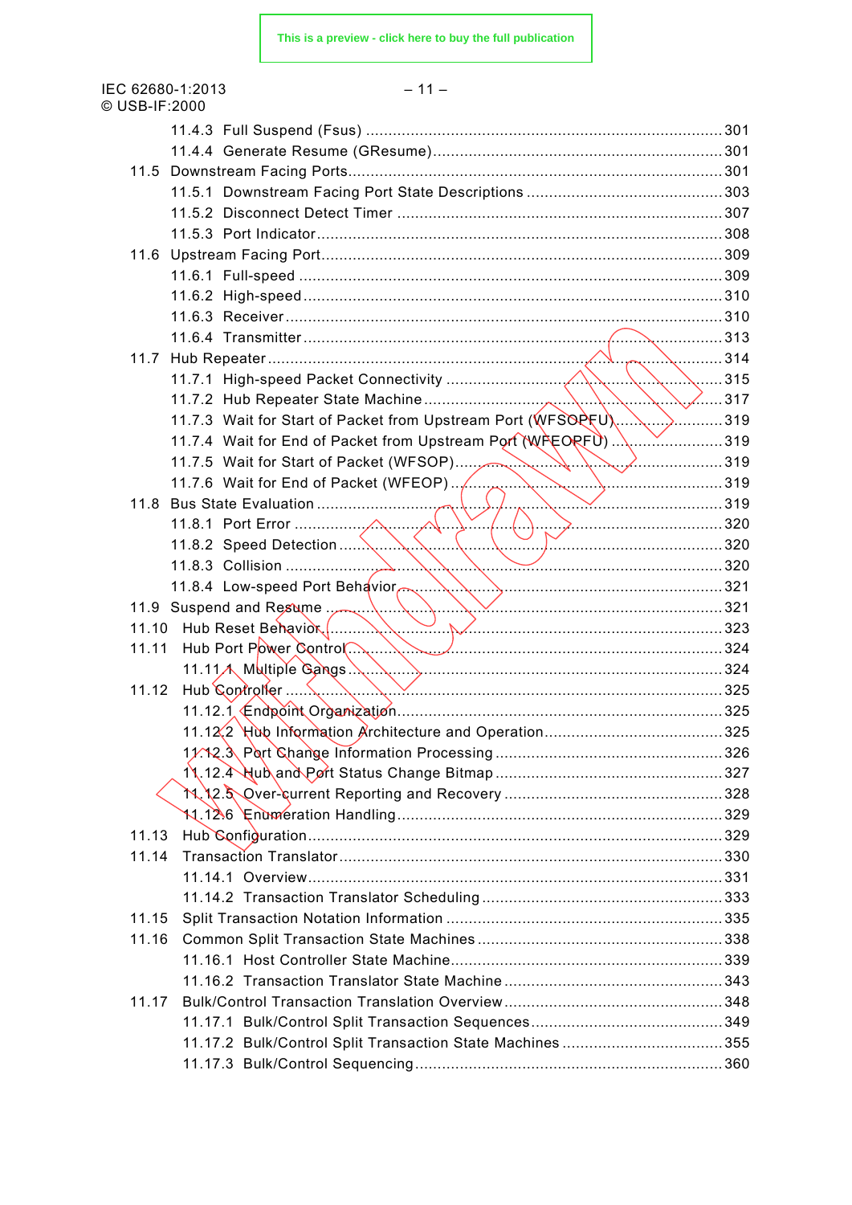11.4.3 Full Suspend (Fsus) ............................................................................ 301
11.4.4 Generate Resume (GResume).................................................................. 301
11.5 Downstream Facing Ports.................................................................................. 301
11.5.1 Downstream Facing Port State Descriptions ........................................... 303
11.5.2 Disconnect Detect Timer ........................................................................ 307
11.5.3 Port Indicator........................................................................................ 308
11.6 Upstream Facing Port....................................................................................... 309
11.6.1 Full-speed ............................................................................................ 309
11.6.2 High-speed............................................................................................ 310
11.6.3 Receiver................................................................................................ 310
11.6.4 Transmitter............................................................................................ 313
11.7 Hub Repeater.................................................................................................. 314
11.7.1 High-speed Packet Connectivity ............................................................ 315
11.7.2 Hub Repeater State Machine.................................................................. 317
11.7.3 Wait for Start of Packet from Upstream Port (WFSOPFU)......................... 319
11.7.4 Wait for End of Packet from Upstream Port (WFEOPFU) ......................... 319
11.7.5 Wait for Start of Packet (WFSOP)............................................................ 319
11.7.6 Wait for End of Packet (WFEOP)............................................................. 319
11.8 Bus State Evaluation ........................................................................................ 319
11.8.1 Port Error ............................................................................................. 320
11.8.2 Speed Detection..................................................................................... 320
11.8.3 Collision ................................................................................................ 320
11.8.4 Low-speed Port Behavior........................................................................ 321
11.9 Suspend and Resume ....................................................................................... 321
11.10 Hub Reset Behavior.......................................................................................... 323
11.11 Hub Port Power Control..................................................................................... 324
11.11.1 Multiple Gangs .................................................................................... 324
11.12 Hub Controller ................................................................................................ 325
11.12.1 Endpoint Organization.......................................................................... 325
11.12.2 Hub Information Architecture and Operation.......................................... 325
11.12.3 Port Change Information Processing ..................................................... 326
11.12.4 Hub and Port Status Change Bitmap ..................................................... 327
11.12.5 Over-current Reporting and Recovery .................................................... 328
11.12.6 Enumeration Handling.......................................................................... 329
11.13 Hub Configuration............................................................................................ 329
11.14 Transaction Translator...................................................................................... 330
11.14.1 Overview............................................................................................. 331
11.14.2 Transaction Translator Scheduling ........................................................ 333
11.15 Split Transaction Notation Information .............................................................. 335
11.16 Common Split Transaction State Machines ........................................................ 338
11.16.1 Host Controller State Machine............................................................... 339
11.16.2 Transaction Translator State Machine .................................................... 343
11.17 Bulk/Control Transaction Translation Overview .................................................. 348
11.17.1 Bulk/Control Split Transaction Sequences.............................................. 349
11.17.2 Bulk/Control Split Transaction State Machines ....................................... 355
11.17.3 Bulk/Control Sequencing...................................................................... 360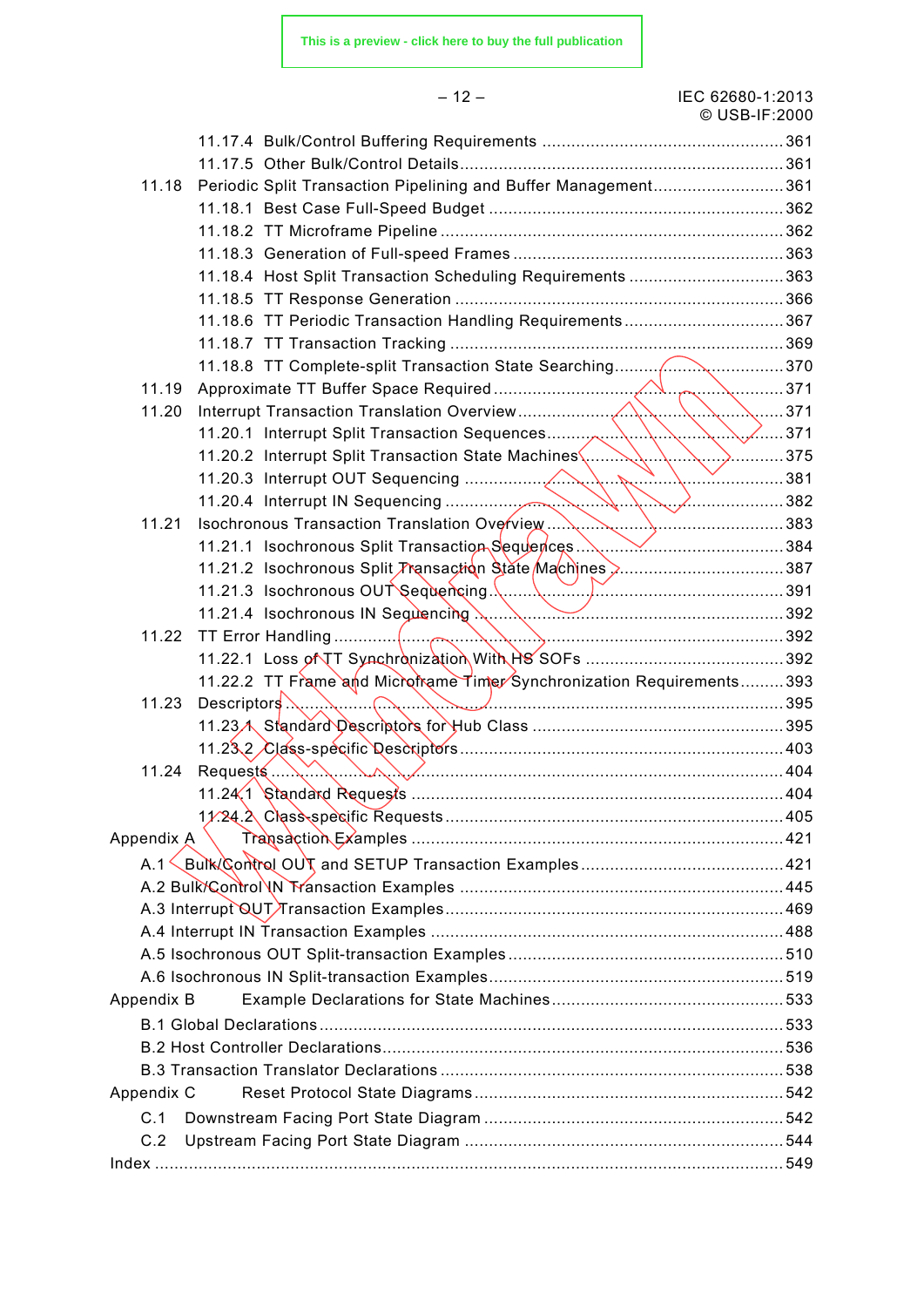11.17.4 Bulk/Control Buffering Requirements .......................................................361
11.17.5 Other Bulk/Control Details......................................................................361
11.18 Periodic Split Transaction Pipelining and Buffer Management...........................361
11.18.1 Best Case Full-Speed Budget ..................................................................362
11.18.2 TT Microframe Pipeline ..........................................................................362
11.18.3 Generation of Full-speed Frames ...........................................................363
11.18.4 Host Split Transaction Scheduling Requirements ....................................363
11.18.5 TT Response Generation ........................................................................366
11.18.6 TT Periodic Transaction Handling Requirements.....................................367
11.18.7 TT Transaction Tracking .........................................................................369
11.18.8 TT Complete-split Transaction State Searching........................................370
11.19 Approximate TT Buffer Space Required ..........................................................371
11.20 Interrupt Transaction Translation Overview ....................................................371
11.20.1 Interrupt Split Transaction Sequences......................................................371
11.20.2 Interrupt Split Transaction State Machines...............................................375
11.20.3 Interrupt OUT Sequencing .....................................................................381
11.20.4 Interrupt IN Sequencing .........................................................................382
11.21 Isochronous Transaction Translation Overview ................................................383
11.21.1 Isochronous Split Transaction Sequences..................................................384
11.21.2 Isochronous Split Transaction State Machines .........................................387
11.21.3 Isochronous OUT Sequencing..................................................................391
11.21.4 Isochronous IN Sequencing ....................................................................392
11.22 TT Error Handling ..........................................................................................392
11.22.1 Loss of TT Synchronization With HS SOFs .............................................392
11.22.2 TT Frame and Microframe Timer Synchronization Requirements.........393
11.23 Descriptors......................................................................................................395
11.23.1 Standard Descriptors for Hub Class ........................................................395
11.23.2 Class-specific Descriptors.......................................................................403
11.24 Requests .........................................................................................................404
11.24.1 Standard Requests ..................................................................................404
11.24.2 Class-specific Requests...........................................................................405
Appendix A Transaction Examples ........................................................................421
A.1 Bulk/Control OUT and SETUP Transaction Examples..........................................421
A.2 Bulk/Control IN Transaction Examples ..............................................................445
A.3 Interrupt OUT Transaction Examples..................................................................469
A.4 Interrupt IN Transaction Examples ....................................................................488
A.5 Isochronous OUT Split-transaction Examples......................................................510
A.6 Isochronous IN Split-transaction Examples.........................................................519
Appendix B Example Declarations for State Machines...........................................533
B.1 Global Declarations...........................................................................................533
B.2 Host Controller Declarations..............................................................................536
B.3 Transaction Translator Declarations ...................................................................538
Appendix C Reset Protocol State Diagrams ...........................................................542
C.1 Downstream Facing Port State Diagram ..............................................................542
C.2 Upstream Facing Port State Diagram ..................................................................544
Index .........................................................................................................................549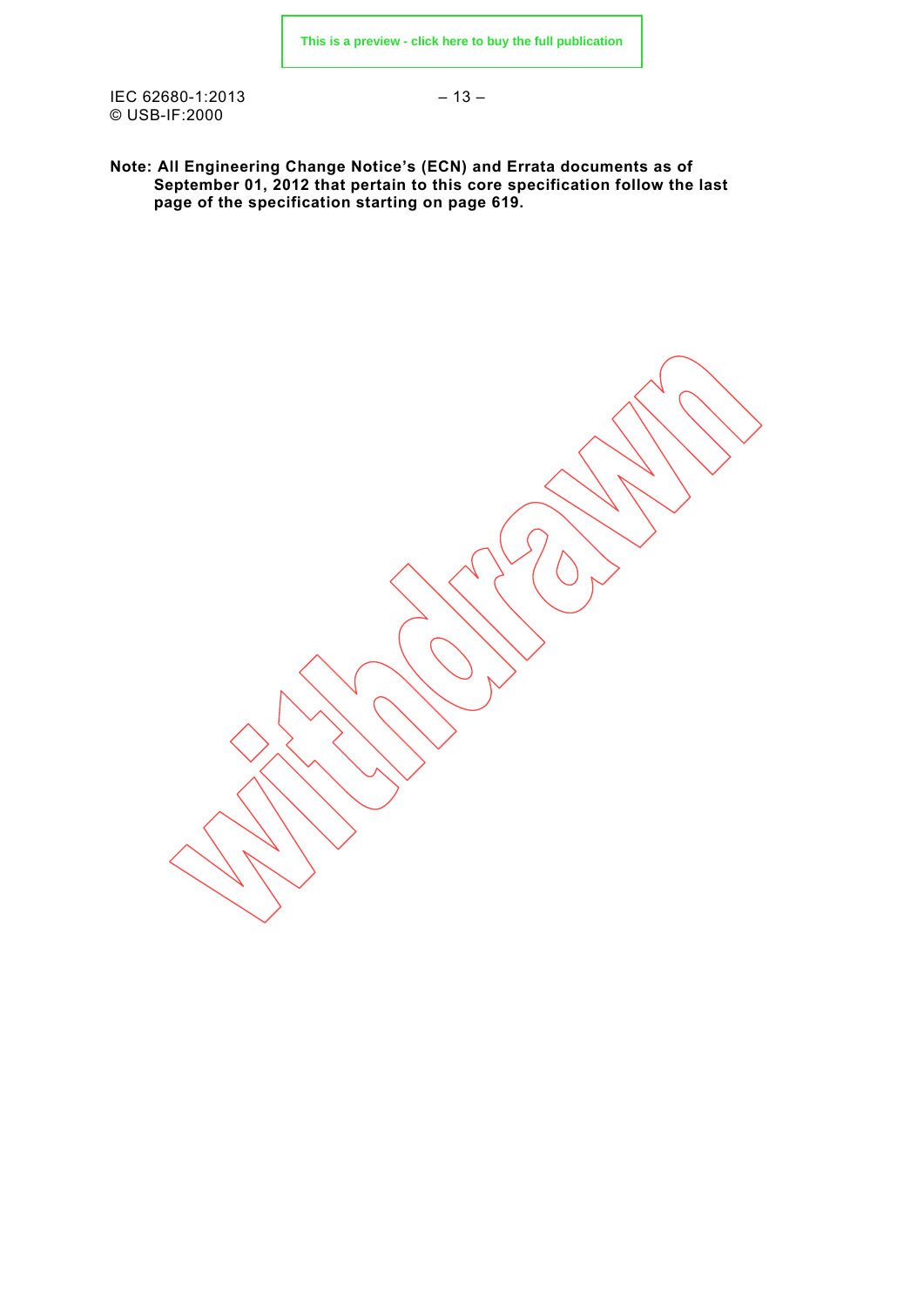**Note: All Engineering Change Notice's (ECN) and Errata documents as of September 01, 2012 that pertain to this core specification follow the last page of the specification starting on page 619.**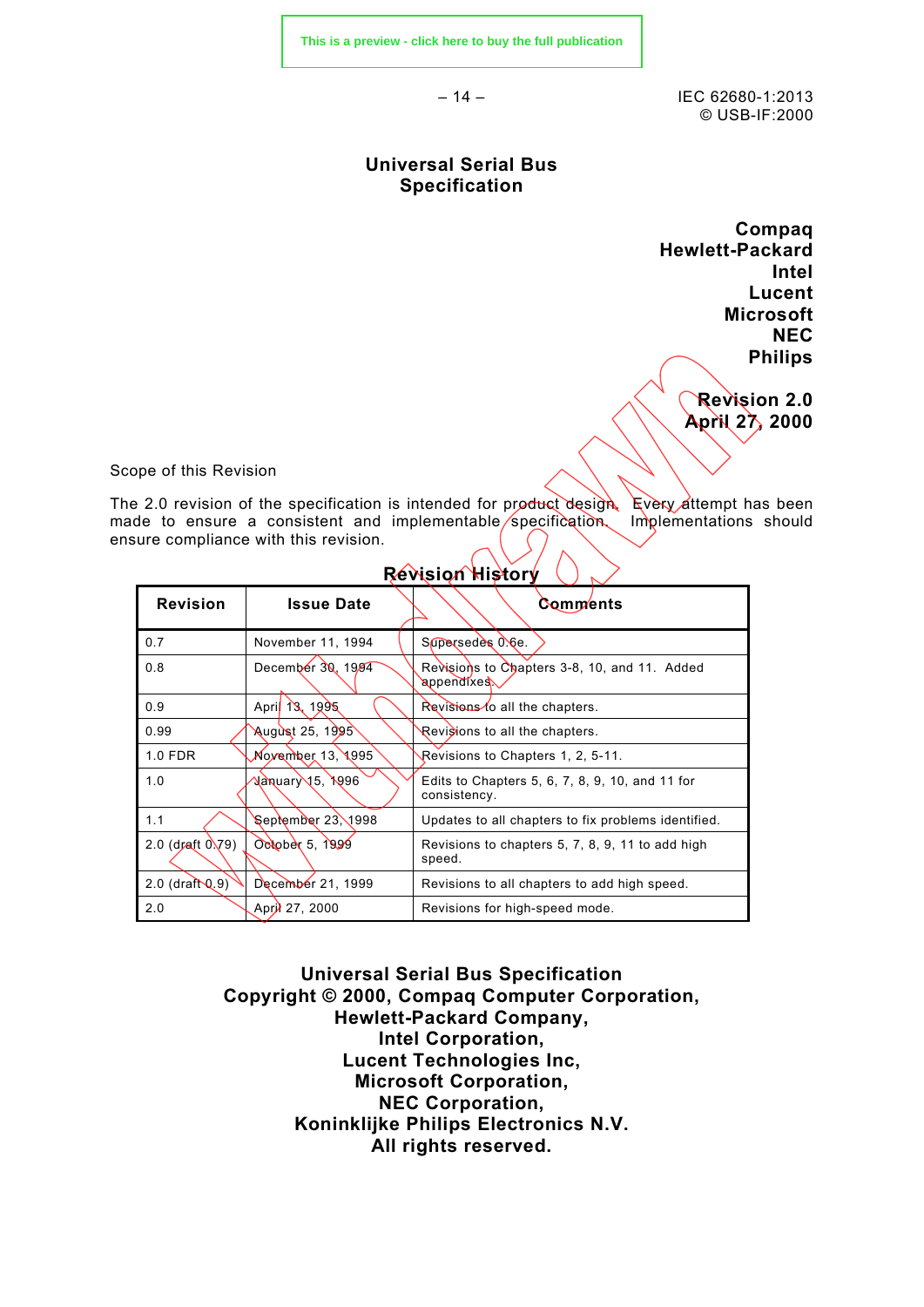# Universal Serial Bus Specification

**Compaq**
**Hewlett-Packard**
**Intel**
**Lucent**
**Microsoft**
**NEC**
**Philips**

**Revision 2.0**
**April 27, 2000**

Scope of this Revision

The 2.0 revision of the specification is intended for product design. Every attempt has been made to ensure a consistent and implementable specification. Implementations should ensure compliance with this revision.

**Revision History**

| Revision | Issue Date | Comments |
|---|---|---|
| 0.7 | November 11, 1994 | Supersedes 0.6e. |
| 0.8 | December 30, 1994 | Revisions to Chapters 3-8, 10, and 11. Added appendixes. |
| 0.9 | April 13, 1995 | Revisions to all the chapters. |
| 0.99 | August 25, 1995 | Revisions to all the chapters. |
| 1.0 FDR | November 13, 1995 | Revisions to Chapters 1, 2, 5-11. |
| 1.0 | January 15, 1996 | Edits to Chapters 5, 6, 7, 8, 9, 10, and 11 for consistency. |
| 1.1 | September 23, 1998 | Updates to all chapters to fix problems identified. |
| 2.0 (draft 0.79) | October 5, 1999 | Revisions to chapters 5, 7, 8, 9, 11 to add high speed. |
| 2.0 (draft 0.9) | December 21, 1999 | Revisions to all chapters to add high speed. |
| 2.0 | April 27, 2000 | Revisions for high-speed mode. |

**Universal Serial Bus Specification**
**Copyright © 2000, Compaq Computer Corporation,**
**Hewlett-Packard Company,**
**Intel Corporation,**
**Lucent Technologies Inc,**
**Microsoft Corporation,**
**NEC Corporation,**
**Koninklijke Philips Electronics N.V.**
**All rights reserved.**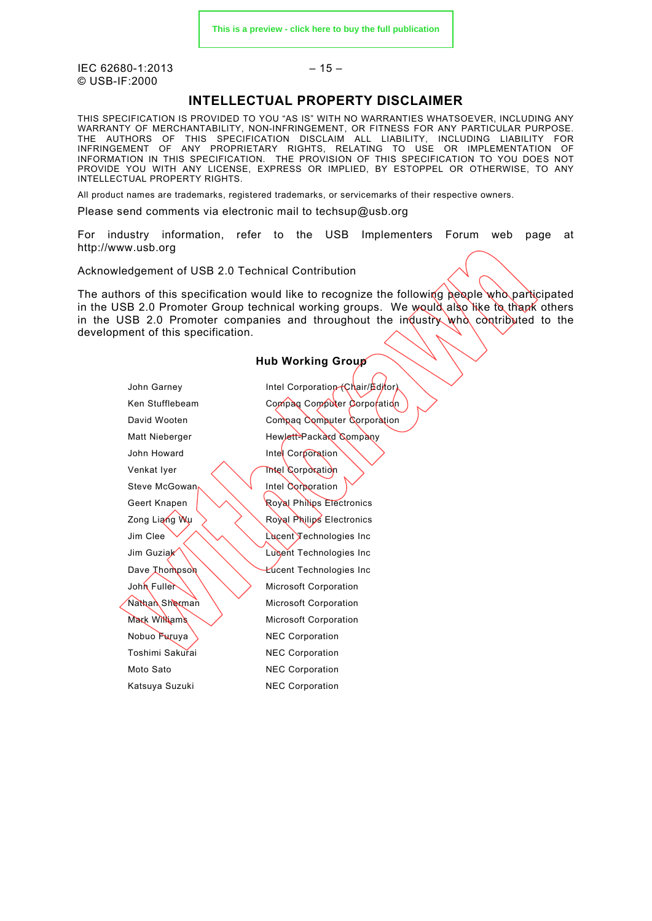## INTELLECTUAL PROPERTY DISCLAIMER

THIS SPECIFICATION IS PROVIDED TO YOU "AS IS" WITH NO WARRANTIES WHATSOEVER, INCLUDING ANY WARRANTY OF MERCHANTABILITY, NON-INFRINGEMENT, OR FITNESS FOR ANY PARTICULAR PURPOSE. THE AUTHORS OF THIS SPECIFICATION DISCLAIM ALL LIABILITY, INCLUDING LIABILITY FOR INFRINGEMENT OF ANY PROPRIETARY RIGHTS, RELATING TO USE OR IMPLEMENTATION OF INFORMATION IN THIS SPECIFICATION. THE PROVISION OF THIS SPECIFICATION TO YOU DOES NOT PROVIDE YOU WITH ANY LICENSE, EXPRESS OR IMPLIED, BY ESTOPPEL OR OTHERWISE, TO ANY INTELLECTUAL PROPERTY RIGHTS.

All product names are trademarks, registered trademarks, or servicemarks of their respective owners.

Please send comments via electronic mail to techsup@usb.org

For industry information, refer to the USB Implementers Forum web page at http://www.usb.org

Acknowledgement of USB 2.0 Technical Contribution

The authors of this specification would like to recognize the following people who participated in the USB 2.0 Promoter Group technical working groups. We would also like to thank others in the USB 2.0 Promoter companies and throughout the industry who contributed to the development of this specification.

### Hub Working Group

| | |
|---|---|
| John Garney | Intel Corporation (Chair/Editor) |
| Ken Stufflebeam | Compaq Computer Corporation |
| David Wooten | Compaq Computer Corporation |
| Matt Nieberger | Hewlett-Packard Company |
| John Howard | Intel Corporation |
| Venkat Iyer | Intel Corporation |
| Steve McGowan | Intel Corporation |
| Geert Knapen | Royal Philips Electronics |
| Zong Liang Wu | Royal Philips Electronics |
| Jim Clee | Lucent Technologies Inc |
| Jim Guziak | Lucent Technologies Inc |
| Dave Thompson | Lucent Technologies Inc |
| John Fuller | Microsoft Corporation |
| Nathan Sherman | Microsoft Corporation |
| Mark Williams | Microsoft Corporation |
| Nobuo Furuya | NEC Corporation |
| Toshimi Sakurai | NEC Corporation |
| Moto Sato | NEC Corporation |
| Katsuya Suzuki | NEC Corporation |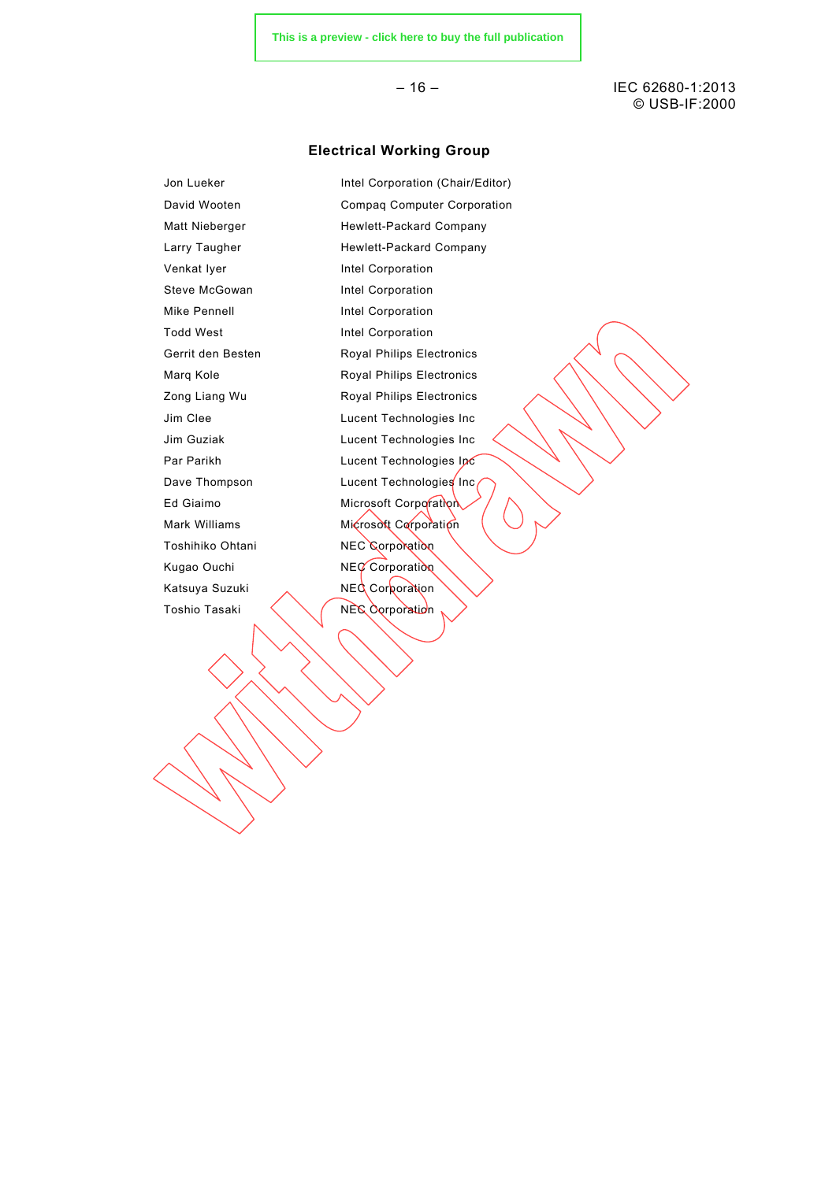## Electrical Working Group

| | |
|---|---|
| Jon Lueker | Intel Corporation (Chair/Editor) |
| David Wooten | Compaq Computer Corporation |
| Matt Nieberger | Hewlett-Packard Company |
| Larry Taugher | Hewlett-Packard Company |
| Venkat Iyer | Intel Corporation |
| Steve McGowan | Intel Corporation |
| Mike Pennell | Intel Corporation |
| Todd West | Intel Corporation |
| Gerrit den Besten | Royal Philips Electronics |
| Marq Kole | Royal Philips Electronics |
| Zong Liang Wu | Royal Philips Electronics |
| Jim Clee | Lucent Technologies Inc |
| Jim Guziak | Lucent Technologies Inc |
| Par Parikh | Lucent Technologies Inc |
| Dave Thompson | Lucent Technologies Inc |
| Ed Giaimo | Microsoft Corporation |
| Mark Williams | Microsoft Corporation |
| Toshihiko Ohtani | NEC Corporation |
| Kugao Ouchi | NEC Corporation |
| Katsuya Suzuki | NEC Corporation |
| Toshio Tasaki | NEC Corporation |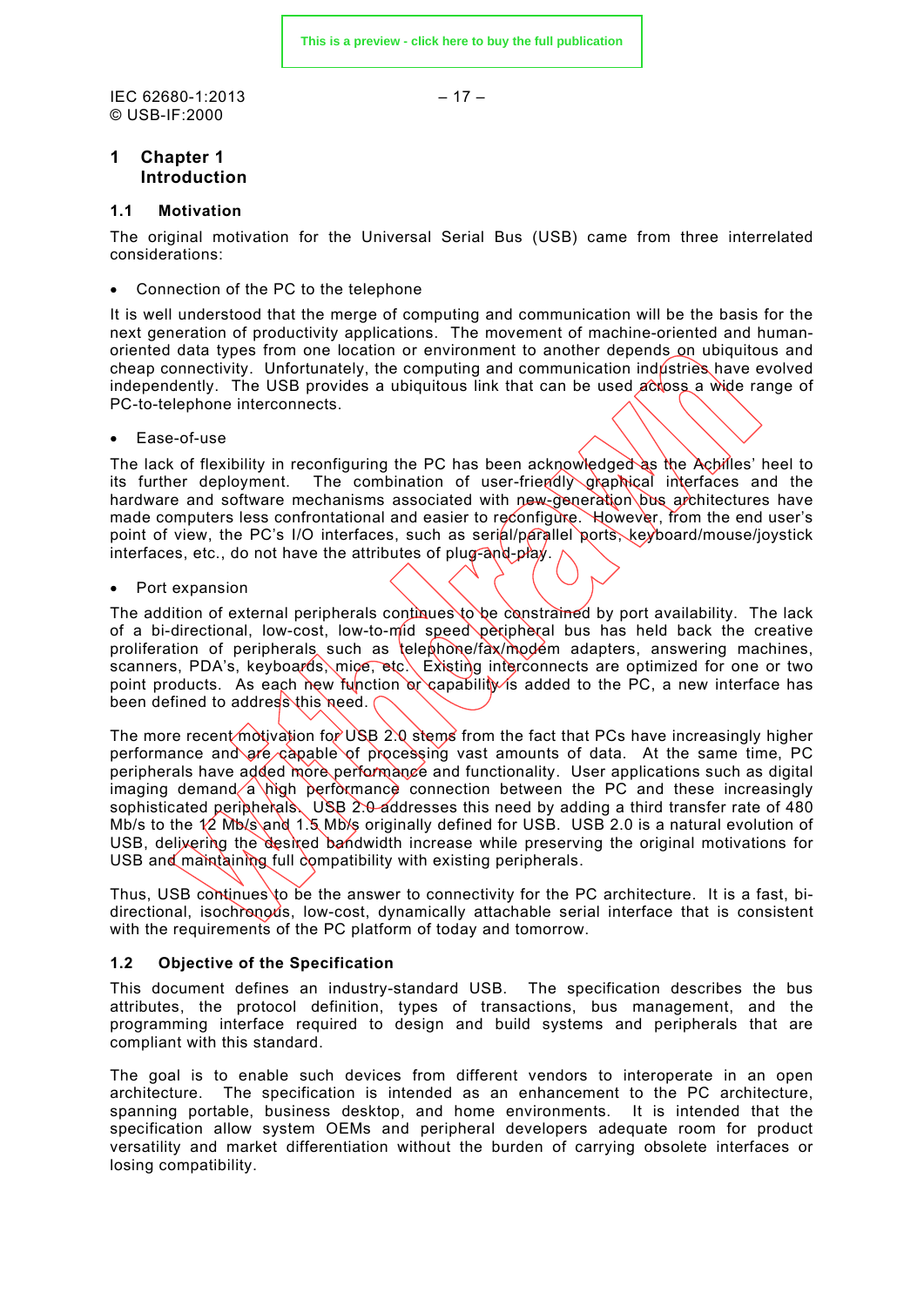# 1 Chapter 1 Introduction

## 1.1 Motivation

The original motivation for the Universal Serial Bus (USB) came from three interrelated considerations:

- Connection of the PC to the telephone

It is well understood that the merge of computing and communication will be the basis for the next generation of productivity applications. The movement of machine-oriented and human-oriented data types from one location or environment to another depends on ubiquitous and cheap connectivity. Unfortunately, the computing and communication industries have evolved independently. The USB provides a ubiquitous link that can be used across a wide range of PC-to-telephone interconnects.

- Ease-of-use

The lack of flexibility in reconfiguring the PC has been acknowledged as the Achilles' heel to its further deployment. The combination of user-friendly graphical interfaces and the hardware and software mechanisms associated with new-generation bus architectures have made computers less confrontational and easier to reconfigure. However, from the end user's point of view, the PC's I/O interfaces, such as serial/parallel ports, keyboard/mouse/joystick interfaces, etc., do not have the attributes of plug-and-play.

- Port expansion

The addition of external peripherals continues to be constrained by port availability. The lack of a bi-directional, low-cost, low-to-mid speed peripheral bus has held back the creative proliferation of peripherals such as telephone/fax/modem adapters, answering machines, scanners, PDA's, keyboards, mice, etc. Existing interconnects are optimized for one or two point products. As each new function or capability is added to the PC, a new interface has been defined to address this need.

The more recent motivation for USB 2.0 stems from the fact that PCs have increasingly higher performance and are capable of processing vast amounts of data. At the same time, PC peripherals have added more performance and functionality. User applications such as digital imaging demand a high performance connection between the PC and these increasingly sophisticated peripherals. USB 2.0 addresses this need by adding a third transfer rate of 480 Mb/s to the 12 Mb/s and 1.5 Mb/s originally defined for USB. USB 2.0 is a natural evolution of USB, delivering the desired bandwidth increase while preserving the original motivations for USB and maintaining full compatibility with existing peripherals.

Thus, USB continues to be the answer to connectivity for the PC architecture. It is a fast, bi-directional, isochronous, low-cost, dynamically attachable serial interface that is consistent with the requirements of the PC platform of today and tomorrow.

## 1.2 Objective of the Specification

This document defines an industry-standard USB. The specification describes the bus attributes, the protocol definition, types of transactions, bus management, and the programming interface required to design and build systems and peripherals that are compliant with this standard.

The goal is to enable such devices from different vendors to interoperate in an open architecture. The specification is intended as an enhancement to the PC architecture, spanning portable, business desktop, and home environments. It is intended that the specification allow system OEMs and peripheral developers adequate room for product versatility and market differentiation without the burden of carrying obsolete interfaces or losing compatibility.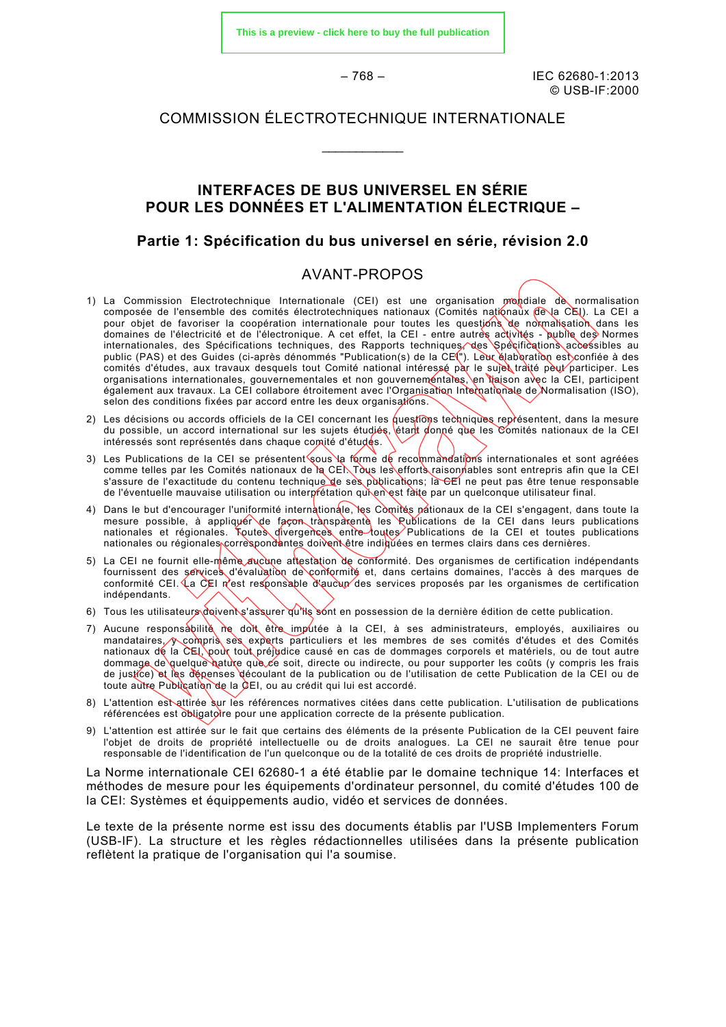COMMISSION ÉLECTROTECHNIQUE INTERNATIONALE

___________

# INTERFACES DE BUS UNIVERSEL EN SÉRIE POUR LES DONNÉES ET L'ALIMENTATION ÉLECTRIQUE –

## Partie 1: Spécification du bus universel en série, révision 2.0

## AVANT-PROPOS

1) La Commission Electrotechnique Internationale (CEI) est une organisation mondiale de normalisation composée de l'ensemble des comités électrotechniques nationaux (Comités nationaux de la CEI). La CEI a pour objet de favoriser la coopération internationale pour toutes les questions de normalisation dans les domaines de l'électricité et de l'électronique. A cet effet, la CEI - entre autres activités - publie des Normes internationales, des Spécifications techniques, des Rapports techniques, des Spécifications accessibles au public (PAS) et des Guides (ci-après dénommés "Publication(s) de la CEI"). Leur élaboration est confiée à des comités d'études, aux travaux desquels tout Comité national intéressé par le sujet traité peut participer. Les organisations internationales, gouvernementales et non gouvernementales, en liaison avec la CEI, participent également aux travaux. La CEI collabore étroitement avec l'Organisation Internationale de Normalisation (ISO), selon des conditions fixées par accord entre les deux organisations.

2) Les décisions ou accords officiels de la CEI concernant les questions techniques représentent, dans la mesure du possible, un accord international sur les sujets étudiés, étant donné que les Comités nationaux de la CEI intéressés sont représentés dans chaque comité d'études.

3) Les Publications de la CEI se présentent sous la forme de recommandations internationales et sont agréées comme telles par les Comités nationaux de la CEI. Tous les efforts raisonnables sont entrepris afin que la CEI s'assure de l'exactitude du contenu technique de ses publications; la CEI ne peut pas être tenue responsable de l'éventuelle mauvaise utilisation ou interprétation qui en est faite par un quelconque utilisateur final.

4) Dans le but d'encourager l'uniformité internationale, les Comités nationaux de la CEI s'engagent, dans toute la mesure possible, à appliquer de façon transparente les Publications de la CEI dans leurs publications nationales et régionales. Toutes divergences entre toutes Publications de la CEI et toutes publications nationales ou régionales correspondantes doivent être indiquées en termes clairs dans ces dernières.

5) La CEI ne fournit elle-même aucune attestation de conformité. Des organismes de certification indépendants fournissent des services d'évaluation de conformité et, dans certains domaines, l'accès à des marques de conformité CEI. La CEI n'est responsable d'aucun des services proposés par les organismes de certification indépendants.

6) Tous les utilisateurs doivent s'assurer qu'ils sont en possession de la dernière édition de cette publication.

7) Aucune responsabilité ne doit être imputée à la CEI, à ses administrateurs, employés, auxiliaires ou mandataires, y compris ses experts particuliers et les membres de ses comités d'études et des Comités nationaux de la CEI, pour tout préjudice causé en cas de dommages corporels et matériels, ou de tout autre dommage de quelque nature que ce soit, directe ou indirecte, ou pour supporter les coûts (y compris les frais de justice) et les dépenses découlant de la publication ou de l'utilisation de cette Publication de la CEI ou de toute autre Publication de la CEI, ou au crédit qui lui est accordé.

8) L'attention est attirée sur les références normatives citées dans cette publication. L'utilisation de publications référencées est obligatoire pour une application correcte de la présente publication.

9) L'attention est attirée sur le fait que certains des éléments de la présente Publication de la CEI peuvent faire l'objet de droits de propriété intellectuelle ou de droits analogues. La CEI ne saurait être tenue pour responsable de l'identification de l'un quelconque ou de la totalité de ces droits de propriété industrielle.

La Norme internationale CEI 62680-1 a été établie par le domaine technique 14: Interfaces et méthodes de mesure pour les équipements d'ordinateur personnel, du comité d'études 100 de la CEI: Systèmes et équippements audio, vidéo et services de données.

Le texte de la présente norme est issu des documents établis par l'USB Implementers Forum (USB-IF). La structure et les règles rédactionnelles utilisées dans la présente publication reflètent la pratique de l'organisation qui l'a soumise.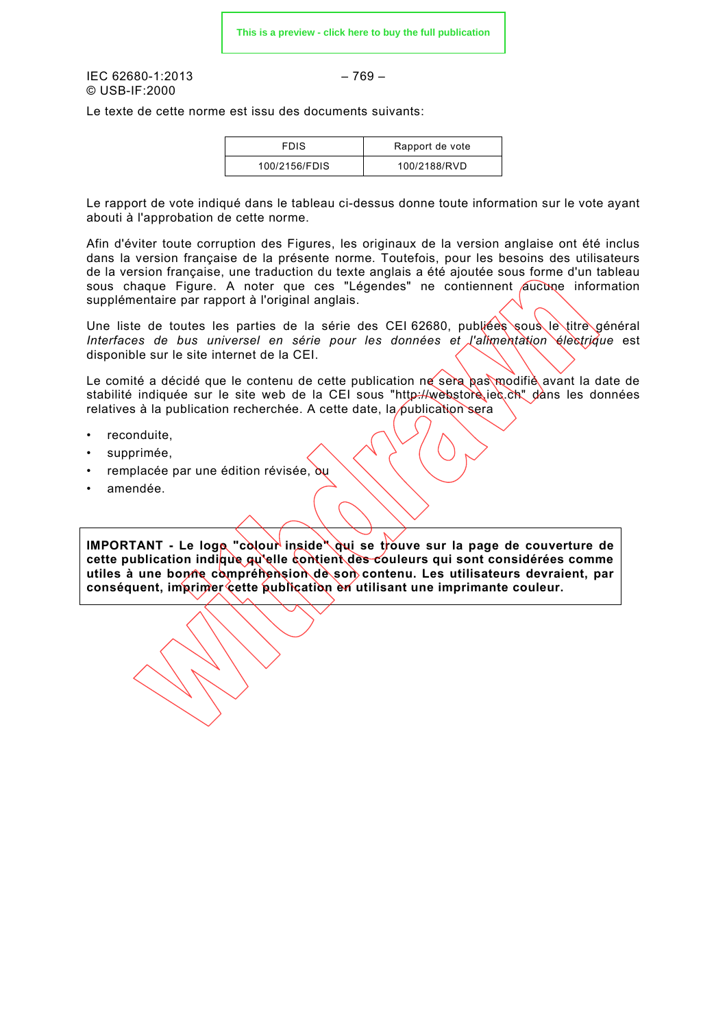Le texte de cette norme est issu des documents suivants:

| FDIS | Rapport de vote |
|---|---|
| 100/2156/FDIS | 100/2188/RVD |

Le rapport de vote indiqué dans le tableau ci-dessus donne toute information sur le vote ayant abouti à l'approbation de cette norme.

Afin d'éviter toute corruption des Figures, les originaux de la version anglaise ont été inclus dans la version française de la présente norme. Toutefois, pour les besoins des utilisateurs de la version française, une traduction du texte anglais a été ajoutée sous forme d'un tableau sous chaque Figure. A noter que ces "Légendes" ne contiennent aucune information supplémentaire par rapport à l'original anglais.

Une liste de toutes les parties de la série des CEI 62680, publiées sous le titre général *Interfaces de bus universel en série pour les données et l'alimentation électrique* est disponible sur le site internet de la CEI.

Le comité a décidé que le contenu de cette publication ne sera pas modifié avant la date de stabilité indiquée sur le site web de la CEI sous "http://webstore.iec.ch" dans les données relatives à la publication recherchée. A cette date, la publication sera

- reconduite,
- supprimée,
- remplacée par une édition révisée, ou
- amendée.

**IMPORTANT - Le logo "colour inside" qui se trouve sur la page de couverture de cette publication indique qu'elle contient des couleurs qui sont considérées comme utiles à une bonne compréhension de son contenu. Les utilisateurs devraient, par conséquent, imprimer cette publication en utilisant une imprimante couleur.**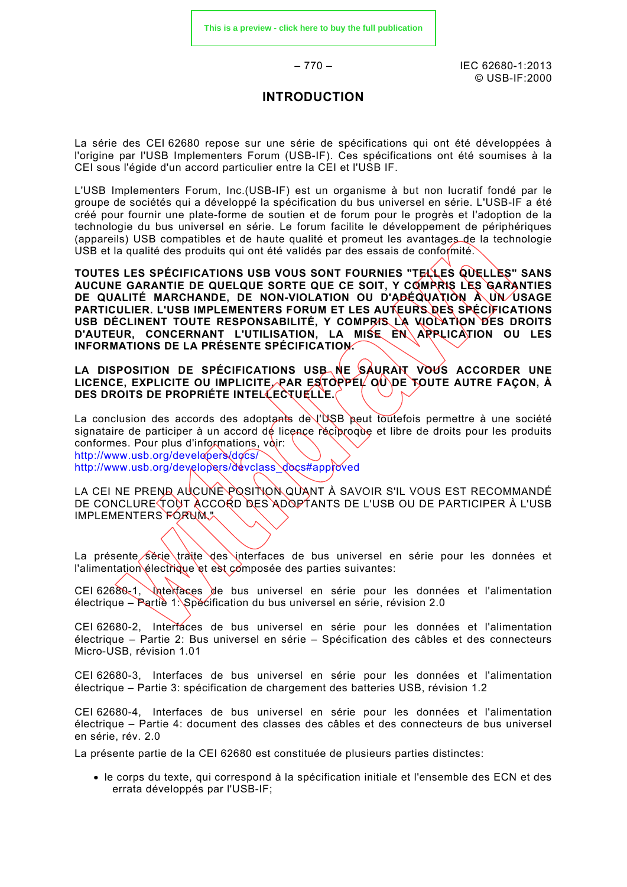# INTRODUCTION

La série des CEI 62680 repose sur une série de spécifications qui ont été développées à l'origine par l'USB Implementers Forum (USB-IF). Ces spécifications ont été soumises à la CEI sous l'égide d'un accord particulier entre la CEI et l'USB IF.

L'USB Implementers Forum, Inc.(USB-IF) est un organisme à but non lucratif fondé par le groupe de sociétés qui a développé la spécification du bus universel en série. L'USB-IF a été créé pour fournir une plate-forme de soutien et de forum pour le progrès et l'adoption de la technologie du bus universel en série. Le forum facilite le développement de périphériques (appareils) USB compatibles et de haute qualité et promeut les avantages de la technologie USB et la qualité des produits qui ont été validés par des essais de conformité.

**TOUTES LES SPÉCIFICATIONS USB VOUS SONT FOURNIES "TELLES QUELLES" SANS AUCUNE GARANTIE DE QUELQUE SORTE QUE CE SOIT, Y COMPRIS LES GARANTIES DE QUALITÉ MARCHANDE, DE NON-VIOLATION OU D'ADÉQUATION À UN USAGE PARTICULIER. L'USB IMPLEMENTERS FORUM ET LES AUTEURS DES SPÉCIFICATIONS USB DÉCLINENT TOUTE RESPONSABILITÉ, Y COMPRIS LA VIOLATION DES DROITS D'AUTEUR, CONCERNANT L'UTILISATION, LA MISE EN APPLICATION OU LES INFORMATIONS DE LA PRÉSENTE SPÉCIFICATION.**

**LA DISPOSITION DE SPÉCIFICATIONS USB NE SAURAIT VOUS ACCORDER UNE LICENCE, EXPLICITE OU IMPLICITE, PAR ESTOPPEL OU DE TOUTE AUTRE FAÇON, À DES DROITS DE PROPRIÉTE INTELLECTUELLE.**

La conclusion des accords des adoptants de l'USB peut toutefois permettre à une société signataire de participer à un accord de licence réciproque et libre de droits pour les produits conformes. Pour plus d'informations, voir:
http://www.usb.org/developers/docs/
http://www.usb.org/developers/devclass_docs#approved

LA CEI NE PREND AUCUNE POSITION QUANT À SAVOIR S'IL VOUS EST RECOMMANDÉ DE CONCLURE TOUT ACCORD DES ADOPTANTS DE L'USB OU DE PARTICIPER À L'USB IMPLEMENTERS FORUM."

La présente série traite des interfaces de bus universel en série pour les données et l'alimentation électrique et est composée des parties suivantes:

CEI 62680-1, Interfaces de bus universel en série pour les données et l'alimentation électrique – Partie 1: Spécification du bus universel en série, révision 2.0

CEI 62680-2, Interfaces de bus universel en série pour les données et l'alimentation électrique – Partie 2: Bus universel en série – Spécification des câbles et des connecteurs Micro-USB, révision 1.01

CEI 62680-3, Interfaces de bus universel en série pour les données et l'alimentation électrique – Partie 3: spécification de chargement des batteries USB, révision 1.2

CEI 62680-4, Interfaces de bus universel en série pour les données et l'alimentation électrique – Partie 4: document des classes des câbles et des connecteurs de bus universel en série, rév. 2.0

La présente partie de la CEI 62680 est constituée de plusieurs parties distinctes:

- le corps du texte, qui correspond à la spécification initiale et l'ensemble des ECN et des errata développés par l'USB-IF;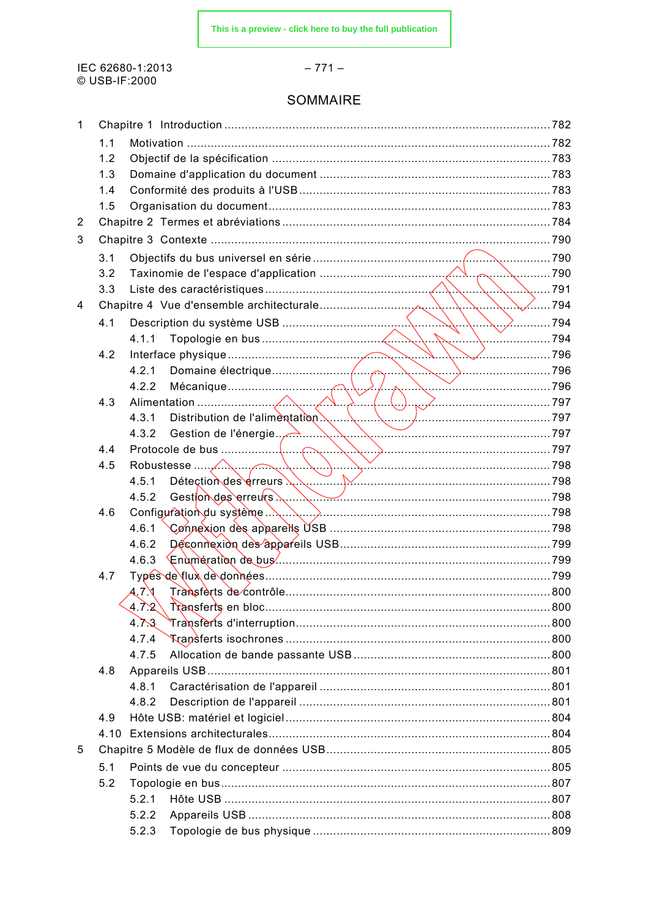# SOMMAIRE

| | | |
|---|---|---|
| 1 | Chapitre 1 Introduction | 782 |
| 1.1 | Motivation | 782 |
| 1.2 | Objectif de la spécification | 783 |
| 1.3 | Domaine d'application du document | 783 |
| 1.4 | Conformité des produits à l'USB | 783 |
| 1.5 | Organisation du document | 783 |
| 2 | Chapitre 2 Termes et abréviations | 784 |
| 3 | Chapitre 3 Contexte | 790 |
| 3.1 | Objectifs du bus universel en série | 790 |
| 3.2 | Taxinomie de l'espace d'application | 790 |
| 3.3 | Liste des caractéristiques | 791 |
| 4 | Chapitre 4 Vue d'ensemble architecturale | 794 |
| 4.1 | Description du système USB | 794 |
| 4.1.1 | Topologie en bus | 794 |
| 4.2 | Interface physique | 796 |
| 4.2.1 | Domaine électrique | 796 |
| 4.2.2 | Mécanique | 796 |
| 4.3 | Alimentation | 797 |
| 4.3.1 | Distribution de l'alimentation | 797 |
| 4.3.2 | Gestion de l'énergie | 797 |
| 4.4 | Protocole de bus | 797 |
| 4.5 | Robustesse | 798 |
| 4.5.1 | Détection des erreurs | 798 |
| 4.5.2 | Gestion des erreurs | 798 |
| 4.6 | Configuration du système | 798 |
| 4.6.1 | Connexion des appareils USB | 798 |
| 4.6.2 | Déconnexion des appareils USB | 799 |
| 4.6.3 | Enumération de bus | 799 |
| 4.7 | Types de flux de données | 799 |
| 4.7.1 | Transferts de contrôle | 800 |
| 4.7.2 | Transferts en bloc | 800 |
| 4.7.3 | Transferts d'interruption | 800 |
| 4.7.4 | Transferts isochrones | 800 |
| 4.7.5 | Allocation de bande passante USB | 800 |
| 4.8 | Appareils USB | 801 |
| 4.8.1 | Caractérisation de l'appareil | 801 |
| 4.8.2 | Description de l'appareil | 801 |
| 4.9 | Hôte USB: matériel et logiciel | 804 |
| 4.10 | Extensions architecturales | 804 |
| 5 | Chapitre 5 Modèle de flux de données USB | 805 |
| 5.1 | Points de vue du concepteur | 805 |
| 5.2 | Topologie en bus | 807 |
| 5.2.1 | Hôte USB | 807 |
| 5.2.2 | Appareils USB | 808 |
| 5.2.3 | Topologie de bus physique | 809 |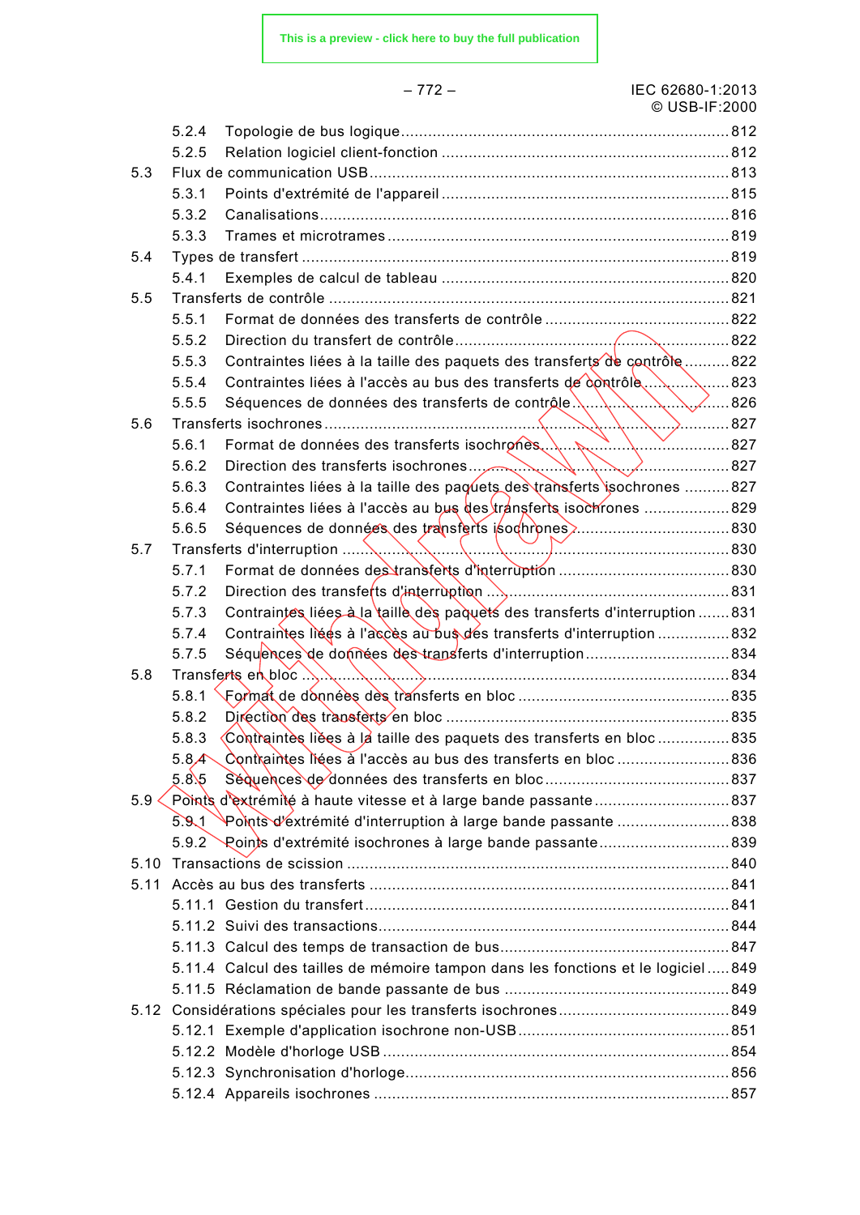5.2.4 Topologie de bus logique ........................................................................ 812
5.2.5 Relation logiciel client-fonction ................................................................ 812
5.3 Flux de communication USB ................................................................................ 813
5.3.1 Points d'extrémité de l'appareil ................................................................ 815
5.3.2 Canalisations ............................................................................................ 816
5.3.3 Trames et microtrames ............................................................................. 819
5.4 Types de transfert ............................................................................................... 819
5.4.1 Exemples de calcul de tableau ................................................................. 820
5.5 Transferts de contrôle ......................................................................................... 821
5.5.1 Format de données des transferts de contrôle ......................................... 822
5.5.2 Direction du transfert de contrôle .............................................................. 822
5.5.3 Contraintes liées à la taille des paquets des transferts de contrôle .......... 822
5.5.4 Contraintes liées à l'accès au bus des transferts de contrôle .................... 823
5.5.5 Séquences de données des transferts de contrôle .................................... 826
5.6 Transferts isochrones .......................................................................................... 827
5.6.1 Format de données des transferts isochrones ........................................... 827
5.6.2 Direction des transferts isochrones ........................................................... 827
5.6.3 Contraintes liées à la taille des paquets des transferts isochrones .......... 827
5.6.4 Contraintes liées à l'accès au bus des transferts isochrones .................. 829
5.6.5 Séquences de données des transferts isochrones ..................................... 830
5.7 Transferts d'interruption ...................................................................................... 830
5.7.1 Format de données des transferts d'interruption ...................................... 830
5.7.2 Direction des transferts d'interruption ....................................................... 831
5.7.3 Contraintes liées à la taille des paquets des transferts d'interruption ....... 831
5.7.4 Contraintes liées à l'accès au bus des transferts d'interruption ................ 832
5.7.5 Séquences de données des transferts d'interruption ................................ 834
5.8 Transferts en bloc ............................................................................................... 834
5.8.1 Format de données des transferts en bloc ............................................... 835
5.8.2 Direction des transferts en bloc ............................................................... 835
5.8.3 Contraintes liées à la taille des paquets des transferts en bloc ................ 835
5.8.4 Contraintes liées à l'accès au bus des transferts en bloc ......................... 836
5.8.5 Séquences de données des transferts en bloc ......................................... 837
5.9 Points d'extrémité à haute vitesse et à large bande passante ............................. 837
5.9.1 Points d'extrémité d'interruption à large bande passante ......................... 838
5.9.2 Points d'extrémité isochrones à large bande passante ............................. 839
5.10 Transactions de scission .................................................................................... 840
5.11 Accès au bus des transferts ............................................................................... 841
5.11.1 Gestion du transfert .................................................................................. 841
5.11.2 Suivi des transactions ............................................................................... 844
5.11.3 Calcul des temps de transaction de bus .................................................... 847
5.11.4 Calcul des tailles de mémoire tampon dans les fonctions et le logiciel ..... 849
5.11.5 Réclamation de bande passante de bus ................................................... 849
5.12 Considérations spéciales pour les transferts isochrones ..................................... 849
5.12.1 Exemple d'application isochrone non-USB ................................................ 851
5.12.2 Modèle d'horloge USB .............................................................................. 854
5.12.3 Synchronisation d'horloge ......................................................................... 856
5.12.4 Appareils isochrones ................................................................................ 857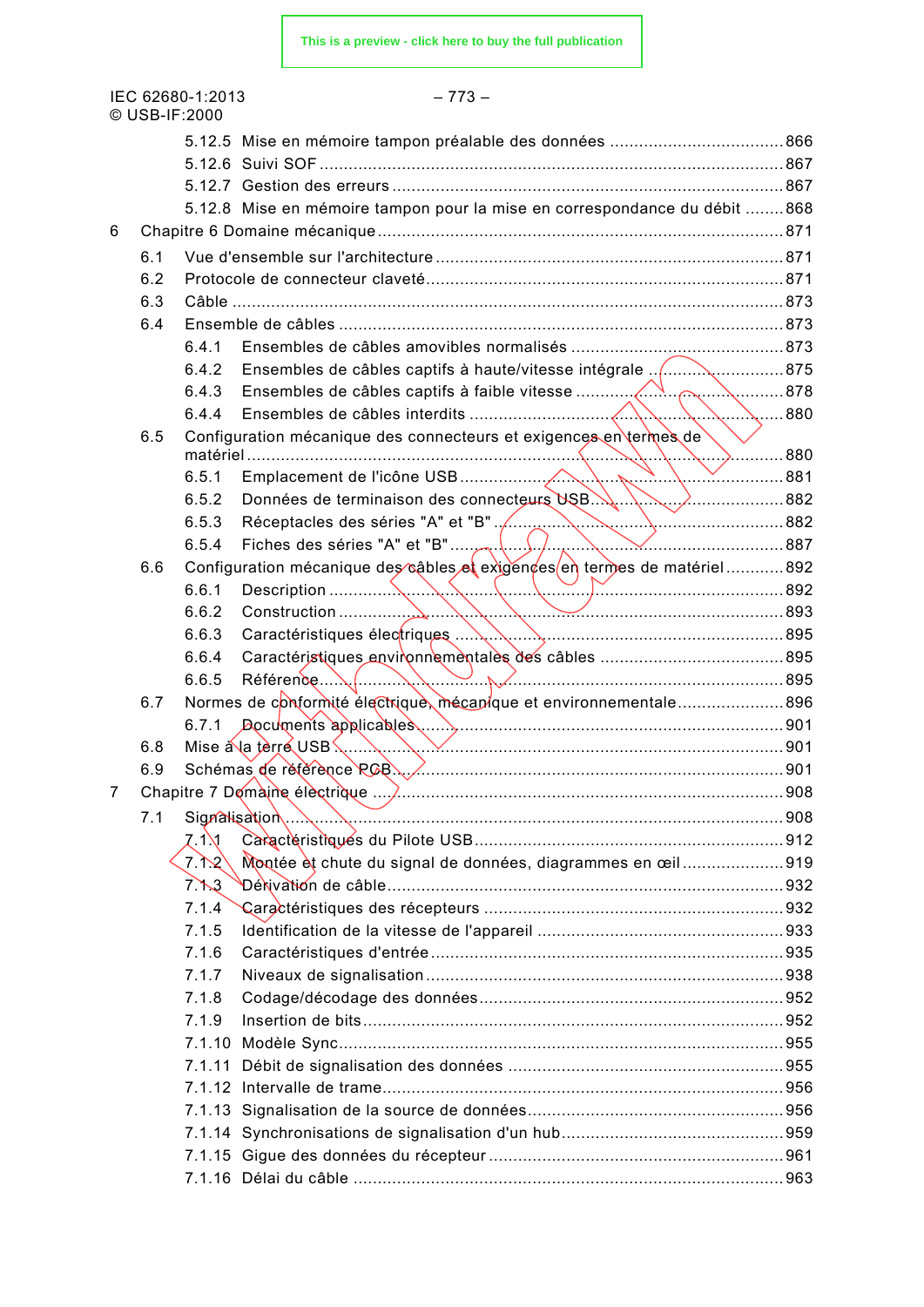5.12.5 Mise en mémoire tampon préalable des données .................................... 866
5.12.6 Suivi SOF ................................................................................................ 867
5.12.7 Gestion des erreurs ................................................................................. 867
5.12.8 Mise en mémoire tampon pour la mise en correspondance du débit ........ 868

6 Chapitre 6 Domaine mécanique ........................................................................ 871

6.1 Vue d'ensemble sur l'architecture .............................................................. 871
6.2 Protocole de connecteur claveté ................................................................ 871
6.3 Câble ......................................................................................................... 873
6.4 Ensemble de câbles ................................................................................... 873
6.4.1 Ensembles de câbles amovibles normalisés ............................................ 873
6.4.2 Ensembles de câbles captifs à haute/vitesse intégrale ........................... 875
6.4.3 Ensembles de câbles captifs à faible vitesse ........................................... 878
6.4.4 Ensembles de câbles interdits ................................................................. 880
6.5 Configuration mécanique des connecteurs et exigences en termes de matériel ....................................................................................................... 880
6.5.1 Emplacement de l'icône USB ................................................................... 881
6.5.2 Données de terminaison des connecteurs USB ........................................ 882
6.5.3 Réceptacles des séries "A" et "B" ............................................................ 882
6.5.4 Fiches des séries "A" et "B" ..................................................................... 887
6.6 Configuration mécanique des câbles et exigences en termes de matériel ............ 892
6.6.1 Description .............................................................................................. 892
6.6.2 Construction ............................................................................................ 893
6.6.3 Caractéristiques électriques .................................................................... 895
6.6.4 Caractéristiques environnementales des câbles ...................................... 895
6.6.5 Référence ................................................................................................ 895
6.7 Normes de conformité électrique, mécanique et environnementale ................... 896
6.7.1 Documents applicables ............................................................................ 901
6.8 Mise à la terre USB ..................................................................................... 901
6.9 Schémas de référence PCB ......................................................................... 901

7 Chapitre 7 Domaine électrique ........................................................................ 908

7.1 Signalisation ............................................................................................... 908
7.1.1 Caractéristiques du Pilote USB ................................................................ 912
7.1.2 Montée et chute du signal de données, diagrammes en œil ..................... 919
7.1.3 Dérivation de câble .................................................................................. 932
7.1.4 Caractéristiques des récepteurs .............................................................. 932
7.1.5 Identification de la vitesse de l'appareil ................................................... 933
7.1.6 Caractéristiques d'entrée .......................................................................... 935
7.1.7 Niveaux de signalisation ........................................................................... 938
7.1.8 Codage/décodage des données ............................................................... 952
7.1.9 Insertion de bits ........................................................................................ 952
7.1.10 Modèle Sync ........................................................................................... 955
7.1.11 Débit de signalisation des données ........................................................ 955
7.1.12 Intervalle de trame .................................................................................. 956
7.1.13 Signalisation de la source de données .................................................... 956
7.1.14 Synchronisations de signalisation d'un hub ............................................. 959
7.1.15 Gigue des données du récepteur ............................................................. 961
7.1.16 Délai du câble ......................................................................................... 963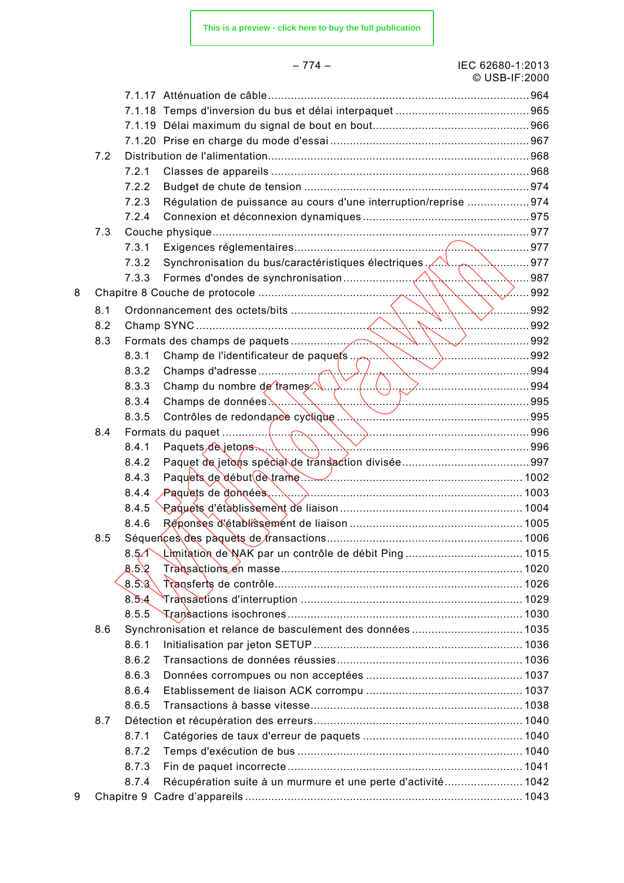7.1.17 Atténuation de câble ....................................................................................964
7.1.18 Temps d'inversion du bus et délai interpaquet ........................................965
7.1.19 Délai maximum du signal de bout en bout...............................................966
7.1.20 Prise en charge du mode d'essai ............................................................967
7.2 Distribution de l'alimentation.........................................................................968
7.2.1 Classes de appareils ...........................................................................968
7.2.2 Budget de chute de tension ..................................................................974
7.2.3 Régulation de puissance au cours d'une interruption/reprise ..................974
7.2.4 Connexion et déconnexion dynamiques .................................................975
7.3 Couche physique ..........................................................................................977
7.3.1 Exigences réglementaires.....................................................................977
7.3.2 Synchronisation du bus/caractéristiques électriques ................................977
7.3.3 Formes d'ondes de synchronisation .......................................................987
8 Chapitre 8 Couche de protocole ....................................................................992
8.1 Ordonnancement des octets/bits ..................................................................992
8.2 Champ SYNC ................................................................................................992
8.3 Formats des champs de paquets ...................................................................992
8.3.1 Champ de l'identificateur de paquets .....................................................992
8.3.2 Champs d'adresse ..............................................................................994
8.3.3 Champ du nombre de trames .................................................................994
8.3.4 Champs de données .............................................................................995
8.3.5 Contrôles de redondance cyclique .........................................................995
8.4 Formats du paquet ........................................................................................996
8.4.1 Paquets de jetons ................................................................................996
8.4.2 Paquet de jetons spécial de transaction divisée .......................................997
8.4.3 Paquets de début de trame .................................................................1002
8.4.4 Paquets de données ............................................................................1003
8.4.5 Paquets d'établissement de liaison .......................................................1004
8.4.6 Réponses d'établissement de liaison .....................................................1005
8.5 Séquences des paquets de transactions ......................................................1006
8.5.1 Limitation de NAK par un contrôle de débit Ping ...................................1015
8.5.2 Transactions en masse .......................................................................1020
8.5.3 Transferts de contrôle..........................................................................1026
8.5.4 Transactions d'interruption ..................................................................1029
8.5.5 Transactions isochrones ......................................................................1030
8.6 Synchronisation et relance de basculement des données .................................1035
8.6.1 Initialisation par jeton SETUP ..............................................................1036
8.6.2 Transactions de données réussies........................................................1036
8.6.3 Données corrompues ou non acceptées ................................................1037
8.6.4 Etablissement de liaison ACK corrompu ................................................1037
8.6.5 Transactions à basse vitesse................................................................1038
8.7 Détection et récupération des erreurs...........................................................1040
8.7.1 Catégories de taux d'erreur de paquets .................................................1040
8.7.2 Temps d'exécution de bus ....................................................................1040
8.7.3 Fin de paquet incorrecte.......................................................................1041
8.7.4 Récupération suite à un murmure et une perte d'activité.........................1042
9 Chapitre 9 Cadre d'appareils ........................................................................1043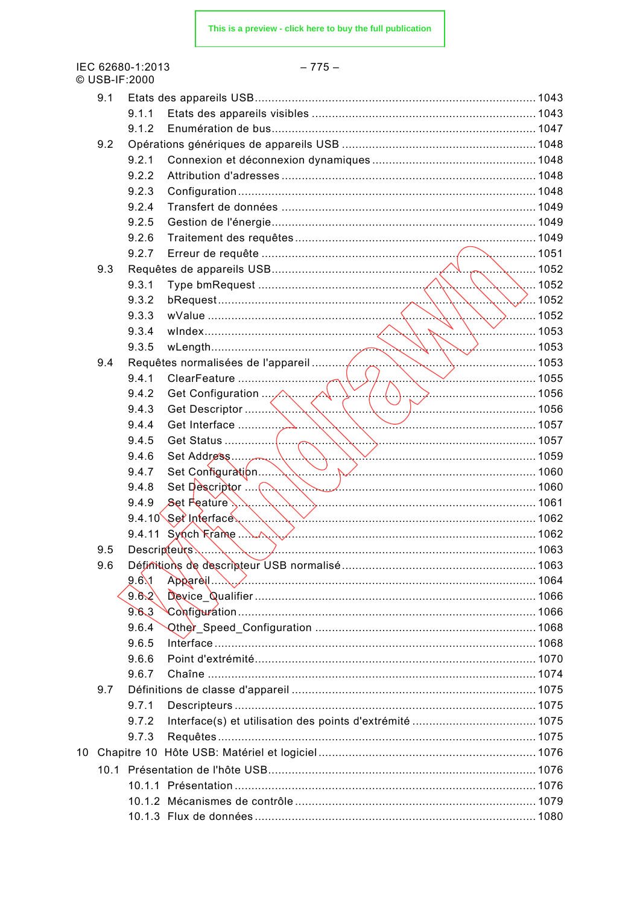9.1 Etats des appareils USB ........................................................................................ 1043
 9.1.1 Etats des appareils visibles ................................................................................ 1043
 9.1.2 Enumération de bus ............................................................................................ 1047
9.2 Opérations génériques de appareils USB ........................................................... 1048
 9.2.1 Connexion et déconnexion dynamiques ............................................................. 1048
 9.2.2 Attribution d'adresses ........................................................................................ 1048
 9.2.3 Configuration ..................................................................................................... 1048
 9.2.4 Transfert de données ......................................................................................... 1049
 9.2.5 Gestion de l'énergie ........................................................................................... 1049
 9.2.6 Traitement des requêtes ..................................................................................... 1049
 9.2.7 Erreur de requête ............................................................................................... 1051
9.3 Requêtes de appareils USB .................................................................................. 1052
 9.3.1 Type bmRequest ................................................................................................ 1052
 9.3.2 bRequest ............................................................................................................ 1052
 9.3.3 wValue ............................................................................................................... 1052
 9.3.4 wIndex ................................................................................................................ 1053
 9.3.5 wLength .............................................................................................................. 1053
9.4 Requêtes normalisées de l'appareil .................................................................... 1053
 9.4.1 ClearFeature ...................................................................................................... 1055
 9.4.2 Get Configuration ............................................................................................... 1056
 9.4.3 Get Descriptor .................................................................................................... 1056
 9.4.4 Get Interface ....................................................................................................... 1057
 9.4.5 Get Status ........................................................................................................... 1057
 9.4.6 Set Address ........................................................................................................ 1059
 9.4.7 Set Configuration ................................................................................................ 1060
 9.4.8 Set Descriptor ..................................................................................................... 1060
 9.4.9 Set Feature ......................................................................................................... 1061
 9.4.10 Set Interface ..................................................................................................... 1062
 9.4.11 Synch Frame .................................................................................................... 1062
9.5 Descripteurs .......................................................................................................... 1063
9.6 Définitions de descripteur USB normalisé ............................................................ 1063
 9.6.1 Appareil ............................................................................................................... 1064
 9.6.2 Device_Qualifier ................................................................................................. 1066
 9.6.3 Configuration ...................................................................................................... 1066
 9.6.4 Other_Speed_Configuration ............................................................................... 1068
 9.6.5 Interface .............................................................................................................. 1068
 9.6.6 Point d'extrémité ................................................................................................. 1070
 9.6.7 Chaîne ................................................................................................................ 1074
9.7 Définitions de classe d'appareil ............................................................................ 1075
 9.7.1 Descripteurs ........................................................................................................ 1075
 9.7.2 Interface(s) et utilisation des points d'extrémité .................................................. 1075
 9.7.3 Requêtes ............................................................................................................ 1075

10 Chapitre 10 Hôte USB: Matériel et logiciel ............................................................ 1076
 10.1 Présentation de l'hôte USB ................................................................................. 1076
  10.1.1 Présentation ..................................................................................................... 1076
  10.1.2 Mécanismes de contrôle .................................................................................. 1079
  10.1.3 Flux de données ............................................................................................... 1080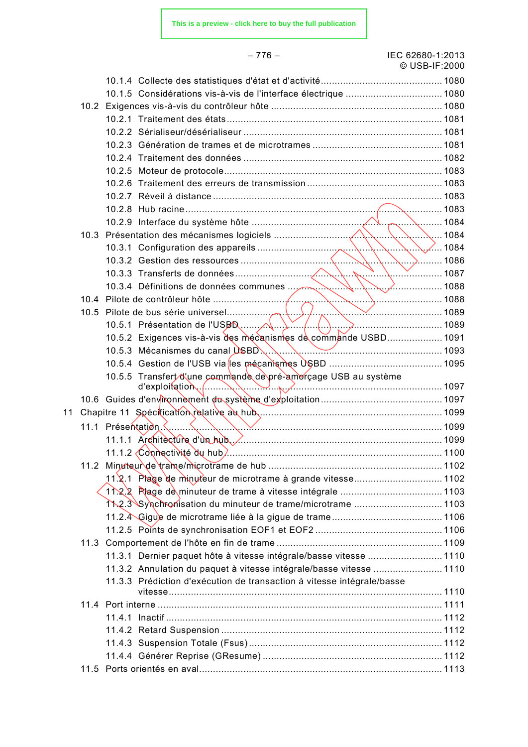10.1.4 Collecte des statistiques d'état et d'activité ........................................... 1080
10.1.5 Considérations vis-à-vis de l'interface électrique .................................. 1080

10.2 Exigences vis-à-vis du contrôleur hôte ............................................................ 1080
10.2.1 Traitement des états ............................................................................. 1081
10.2.2 Sérialiseur/désérialiseur ....................................................................... 1081
10.2.3 Génération de trames et de microtrames .............................................. 1081
10.2.4 Traitement des données ........................................................................ 1082
10.2.5 Moteur de protocole ............................................................................... 1083
10.2.6 Traitement des erreurs de transmission ................................................ 1083
10.2.7 Réveil à distance ................................................................................... 1083
10.2.8 Hub racine ............................................................................................. 1083
10.2.9 Interface du système hôte ..................................................................... 1084

10.3 Présentation des mécanismes logiciels ........................................................... 1084
10.3.1 Configuration des appareils ................................................................... 1084
10.3.2 Gestion des ressources ......................................................................... 1086
10.3.3 Transferts de données ........................................................................... 1087
10.3.4 Définitions de données communes ........................................................ 1088

10.4 Pilote de contrôleur hôte ................................................................................. 1088

10.5 Pilote de bus série universel............................................................................ 1089
10.5.1 Présentation de l'USBD .......................................................................... 1089
10.5.2 Exigences vis-à-vis des mécanismes de commande USBD ................... 1091
10.5.3 Mécanismes du canal USBD ................................................................. 1093
10.5.4 Gestion de l'USB via les mécanismes USBD ........................................ 1095
10.5.5 Transfert d'une commande de pré-amorçage USB au système d'exploitation ...................................................................................... 1097

10.6 Guides d'environnement du système d'exploitation ......................................... 1097

11 Chapitre 11 Spécification relative au hub ................................................................ 1099

11.1 Présentation .................................................................................................... 1099
11.1.1 Architecture d'un hub ............................................................................ 1099
11.1.2 Connectivité du hub ............................................................................... 1100

11.2 Minuteur de trame/microtrame de hub ............................................................. 1102
11.2.1 Plage de minuteur de microtrame à grande vitesse ............................... 1102
11.2.2 Plage de minuteur de trame à vitesse intégrale .................................... 1103
11.2.3 Synchronisation du minuteur de trame/microtrame ............................... 1103
11.2.4 Gigue de microtrame liée à la gigue de trame ....................................... 1106
11.2.5 Points de synchronisation EOF1 et EOF2 .............................................. 1106

11.3 Comportement de l'hôte en fin de trame .......................................................... 1109
11.3.1 Dernier paquet hôte à vitesse intégrale/basse vitesse .......................... 1110
11.3.2 Annulation du paquet à vitesse intégrale/basse vitesse ........................ 1110
11.3.3 Prédiction d'exécution de transaction à vitesse intégrale/basse vitesse ................................................................................................... 1110

11.4 Port interne ...................................................................................................... 1111
11.4.1 Inactif ...................................................................................................... 1112
11.4.2 Retard Suspension ................................................................................. 1112
11.4.3 Suspension Totale (Fsus) ...................................................................... 1112
11.4.4 Générer Reprise (GResume) ................................................................. 1112

11.5 Ports orientés en aval....................................................................................... 1113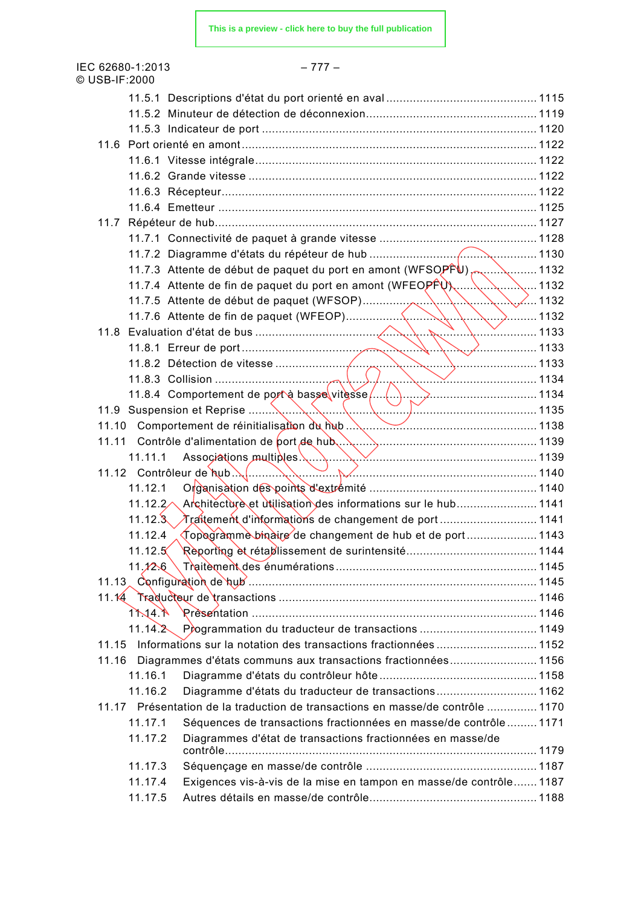11.5.1 Descriptions d'état du port orienté en aval .......... 1115
11.5.2 Minuteur de détection de déconnexion .......... 1119
11.5.3 Indicateur de port .......... 1120
11.6 Port orienté en amont .......... 1122
11.6.1 Vitesse intégrale .......... 1122
11.6.2 Grande vitesse .......... 1122
11.6.3 Récepteur .......... 1122
11.6.4 Emetteur .......... 1125
11.7 Répéteur de hub .......... 1127
11.7.1 Connectivité de paquet à grande vitesse .......... 1128
11.7.2 Diagramme d'états du répéteur de hub .......... 1130
11.7.3 Attente de début de paquet du port en amont (WFSOPFU) .......... 1132
11.7.4 Attente de fin de paquet du port en amont (WFEOPFU) .......... 1132
11.7.5 Attente de début de paquet (WFSOP) .......... 1132
11.7.6 Attente de fin de paquet (WFEOP) .......... 1132
11.8 Evaluation d'état de bus .......... 1133
11.8.1 Erreur de port .......... 1133
11.8.2 Détection de vitesse .......... 1133
11.8.3 Collision .......... 1134
11.8.4 Comportement de port à basse vitesse .......... 1134
11.9 Suspension et Reprise .......... 1135
11.10 Comportement de réinitialisation du hub .......... 1138
11.11 Contrôle d'alimentation de port de hub .......... 1139
11.11.1 Associations multiples .......... 1139
11.12 Contrôleur de hub .......... 1140
11.12.1 Organisation des points d'extrémité .......... 1140
11.12.2 Architecture et utilisation des informations sur le hub .......... 1141
11.12.3 Traitement d'informations de changement de port .......... 1141
11.12.4 Topogramme binaire de changement de hub et de port .......... 1143
11.12.5 Reporting et rétablissement de surintensité .......... 1144
11.12.6 Traitement des énumérations .......... 1145
11.13 Configuration de hub .......... 1145
11.14 Traducteur de transactions .......... 1146
11.14.1 Présentation .......... 1146
11.14.2 Programmation du traducteur de transactions .......... 1149
11.15 Informations sur la notation des transactions fractionnées .......... 1152
11.16 Diagrammes d'états communs aux transactions fractionnées .......... 1156
11.16.1 Diagramme d'états du contrôleur hôte .......... 1158
11.16.2 Diagramme d'états du traducteur de transactions .......... 1162
11.17 Présentation de la traduction de transactions en masse/de contrôle .......... 1170
11.17.1 Séquences de transactions fractionnées en masse/de contrôle .......... 1171
11.17.2 Diagrammes d'état de transactions fractionnées en masse/de contrôle .......... 1179
11.17.3 Séquençage en masse/de contrôle .......... 1187
11.17.4 Exigences vis-à-vis de la mise en tampon en masse/de contrôle .......... 1187
11.17.5 Autres détails en masse/de contrôle .......... 1188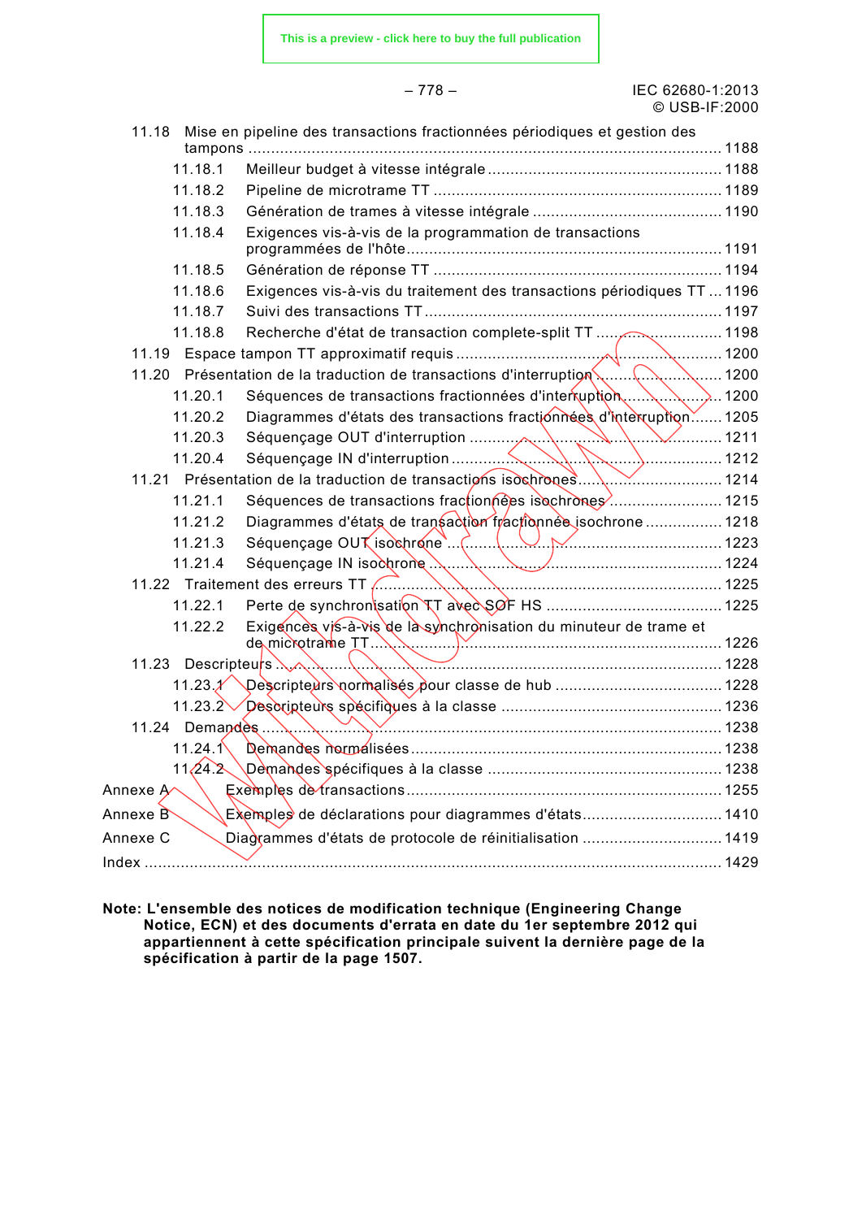11.18 Mise en pipeline des transactions fractionnées périodiques et gestion des tampons ........................................................................................................ 1188
    11.18.1 Meilleur budget à vitesse intégrale ................................................... 1188
    11.18.2 Pipeline de microtrame TT ............................................................... 1189
    11.18.3 Génération de trames à vitesse intégrale ......................................... 1190
    11.18.4 Exigences vis-à-vis de la programmation de transactions programmées de l'hôte..................................................................... 1191
    11.18.5 Génération de réponse TT ............................................................... 1194
    11.18.6 Exigences vis-à-vis du traitement des transactions périodiques TT ... 1196
    11.18.7 Suivi des transactions TT ................................................................. 1197
    11.18.8 Recherche d'état de transaction complete-split TT ............................ 1198
11.19 Espace tampon TT approximatif requis ........................................................... 1200
11.20 Présentation de la traduction de transactions d'interruption ........................... 1200
    11.20.1 Séquences de transactions fractionnées d'interruption ....................... 1200
    11.20.2 Diagrammes d'états des transactions fractionnées d'interruption ....... 1205
    11.20.3 Séquençage OUT d'interruption ......................................................... 1211
    11.20.4 Séquençage IN d'interruption ............................................................ 1212
11.21 Présentation de la traduction de transactions isochrones............................... 1214
    11.21.1 Séquences de transactions fractionnées isochrones ......................... 1215
    11.21.2 Diagrammes d'états de transaction fractionnée isochrone ................. 1218
    11.21.3 Séquençage OUT isochrone ............................................................. 1223
    11.21.4 Séquençage IN isochrone ................................................................. 1224
11.22 Traitement des erreurs TT ............................................................................. 1225
    11.22.1 Perte de synchronisation TT avec SOF HS ....................................... 1225
    11.22.2 Exigences vis-à-vis de la synchronisation du minuteur de trame et de microtrame TT................................................................................. 1226
11.23 Descripteurs ................................................................................................. 1228
    11.23.1 Descripteurs normalisés pour classe de hub ..................................... 1228
    11.23.2 Descripteurs spécifiques à la classe ................................................. 1236
11.24 Demandes .................................................................................................... 1238
    11.24.1 Demandes normalisées..................................................................... 1238
    11.24.2 Demandes spécifiques à la classe .................................................... 1238

Annexe A Exemples de transactions..................................................................... 1255

Annexe B Exemples de déclarations pour diagrammes d'états.............................. 1410

Annexe C Diagrammes d'états de protocole de réinitialisation ............................... 1419

Index ..................................................................................................................... 1429

**Note: L'ensemble des notices de modification technique (Engineering Change Notice, ECN) et des documents d'errata en date du 1er septembre 2012 qui appartiennent à cette spécification principale suivent la dernière page de la spécification à partir de la page 1507.**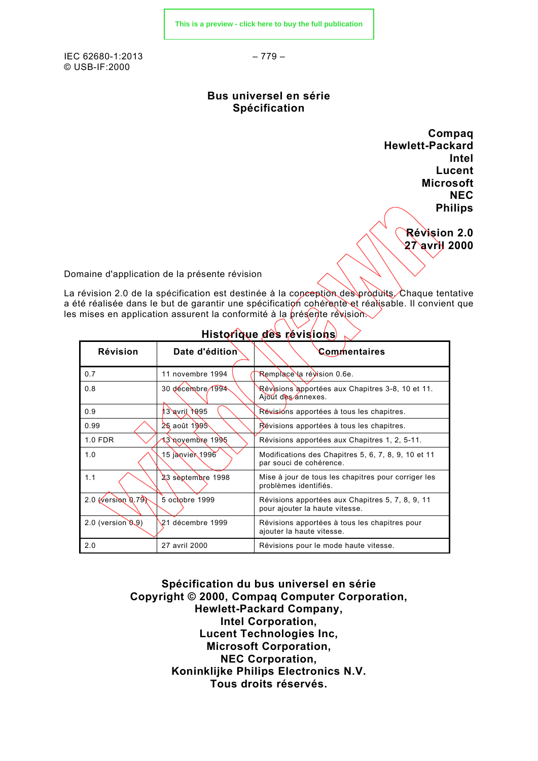# Bus universel en série
## Spécification

**Compaq**
**Hewlett-Packard**
**Intel**
**Lucent**
**Microsoft**
**NEC**
**Philips**

**Révision 2.0**
**27 avril 2000**

Domaine d'application de la présente révision

La révision 2.0 de la spécification est destinée à la conception des produits. Chaque tentative a été réalisée dans le but de garantir une spécification cohérente et réalisable. Il convient que les mises en application assurent la conformité à la présente révision.

**Historique des révisions**

| Révision | Date d'édition | Commentaires |
|---|---|---|
| 0.7 | 11 novembre 1994 | Remplace la révision 0.6e. |
| 0.8 | 30 décembre 1994 | Révisions apportées aux Chapitres 3-8, 10 et 11. Ajout des annexes. |
| 0.9 | 13 avril 1995 | Révisions apportées à tous les chapitres. |
| 0.99 | 25 août 1995 | Révisions apportées à tous les chapitres. |
| 1.0 FDR | 13 novembre 1995 | Révisions apportées aux Chapitres 1, 2, 5-11. |
| 1.0 | 15 janvier 1996 | Modifications des Chapitres 5, 6, 7, 8, 9, 10 et 11 par souci de cohérence. |
| 1.1 | 23 septembre 1998 | Mise à jour de tous les chapitres pour corriger les problèmes identifiés. |
| 2.0 (version 0.79) | 5 octobre 1999 | Révisions apportées aux Chapitres 5, 7, 8, 9, 11 pour ajouter la haute vitesse. |
| 2.0 (version 0.9) | 21 décembre 1999 | Révisions apportées à tous les chapitres pour ajouter la haute vitesse. |
| 2.0 | 27 avril 2000 | Révisions pour le mode haute vitesse. |

**Spécification du bus universel en série**
**Copyright © 2000, Compaq Computer Corporation,**
**Hewlett-Packard Company,**
**Intel Corporation,**
**Lucent Technologies Inc,**
**Microsoft Corporation,**
**NEC Corporation,**
**Koninklijke Philips Electronics N.V.**
**Tous droits réservés.**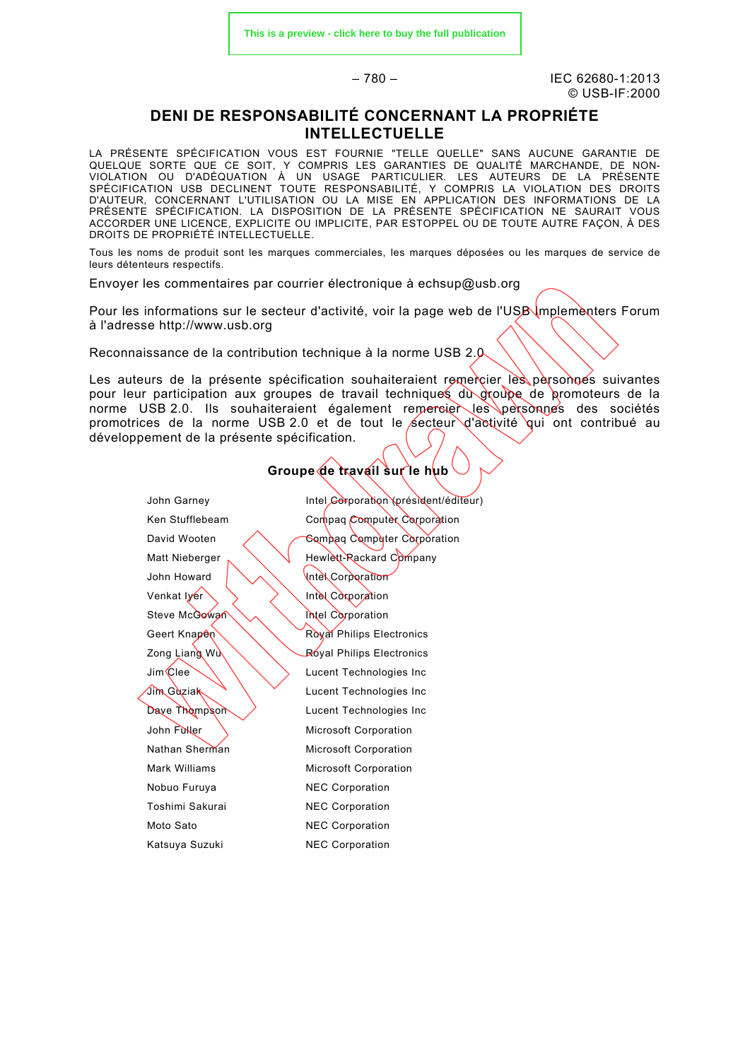# DENI DE RESPONSABILITÉ CONCERNANT LA PROPRIÉTE INTELLECTUELLE

LA PRÉSENTE SPÉCIFICATION VOUS EST FOURNIE "TELLE QUELLE" SANS AUCUNE GARANTIE DE QUELQUE SORTE QUE CE SOIT, Y COMPRIS LES GARANTIES DE QUALITÉ MARCHANDE, DE NON-VIOLATION OU D'ADÉQUATION À UN USAGE PARTICULIER. LES AUTEURS DE LA PRÉSENTE SPÉCIFICATION USB DECLINENT TOUTE RESPONSABILITÉ, Y COMPRIS LA VIOLATION DES DROITS D'AUTEUR, CONCERNANT L'UTILISATION OU LA MISE EN APPLICATION DES INFORMATIONS DE LA PRÉSENTE SPÉCIFICATION. LA DISPOSITION DE LA PRÉSENTE SPÉCIFICATION NE SAURAIT VOUS ACCORDER UNE LICENCE, EXPLICITE OU IMPLICITE, PAR ESTOPPEL OU DE TOUTE AUTRE FAÇON, À DES DROITS DE PROPRIÉTÉ INTELLECTUELLE.

Tous les noms de produit sont les marques commerciales, les marques déposées ou les marques de service de leurs détenteurs respectifs.

Envoyer les commentaires par courrier électronique à echsup@usb.org

Pour les informations sur le secteur d'activité, voir la page web de l'USB Implementers Forum à l'adresse http://www.usb.org

Reconnaissance de la contribution technique à la norme USB 2.0

Les auteurs de la présente spécification souhaiteraient remercier les personnes suivantes pour leur participation aux groupes de travail techniques du groupe de promoteurs de la norme USB 2.0. Ils souhaiteraient également remercier les personnes des sociétés promotrices de la norme USB 2.0 et de tout le secteur d'activité qui ont contribué au développement de la présente spécification.

**Groupe de travail sur le hub**

| | |
|---|---|
| John Garney | Intel Corporation (président/éditeur) |
| Ken Stufflebeam | Compaq Computer Corporation |
| David Wooten | Compaq Computer Corporation |
| Matt Nieberger | Hewlett-Packard Company |
| John Howard | Intel Corporation |
| Venkat Iyer | Intel Corporation |
| Steve McGowan | Intel Corporation |
| Geert Knapen | Royal Philips Electronics |
| Zong Liang Wu | Royal Philips Electronics |
| Jim Clee | Lucent Technologies Inc |
| Jim Guziak | Lucent Technologies Inc |
| Dave Thompson | Lucent Technologies Inc |
| John Fuller | Microsoft Corporation |
| Nathan Sherman | Microsoft Corporation |
| Mark Williams | Microsoft Corporation |
| Nobuo Furuya | NEC Corporation |
| Toshimi Sakurai | NEC Corporation |
| Moto Sato | NEC Corporation |
| Katsuya Suzuki | NEC Corporation |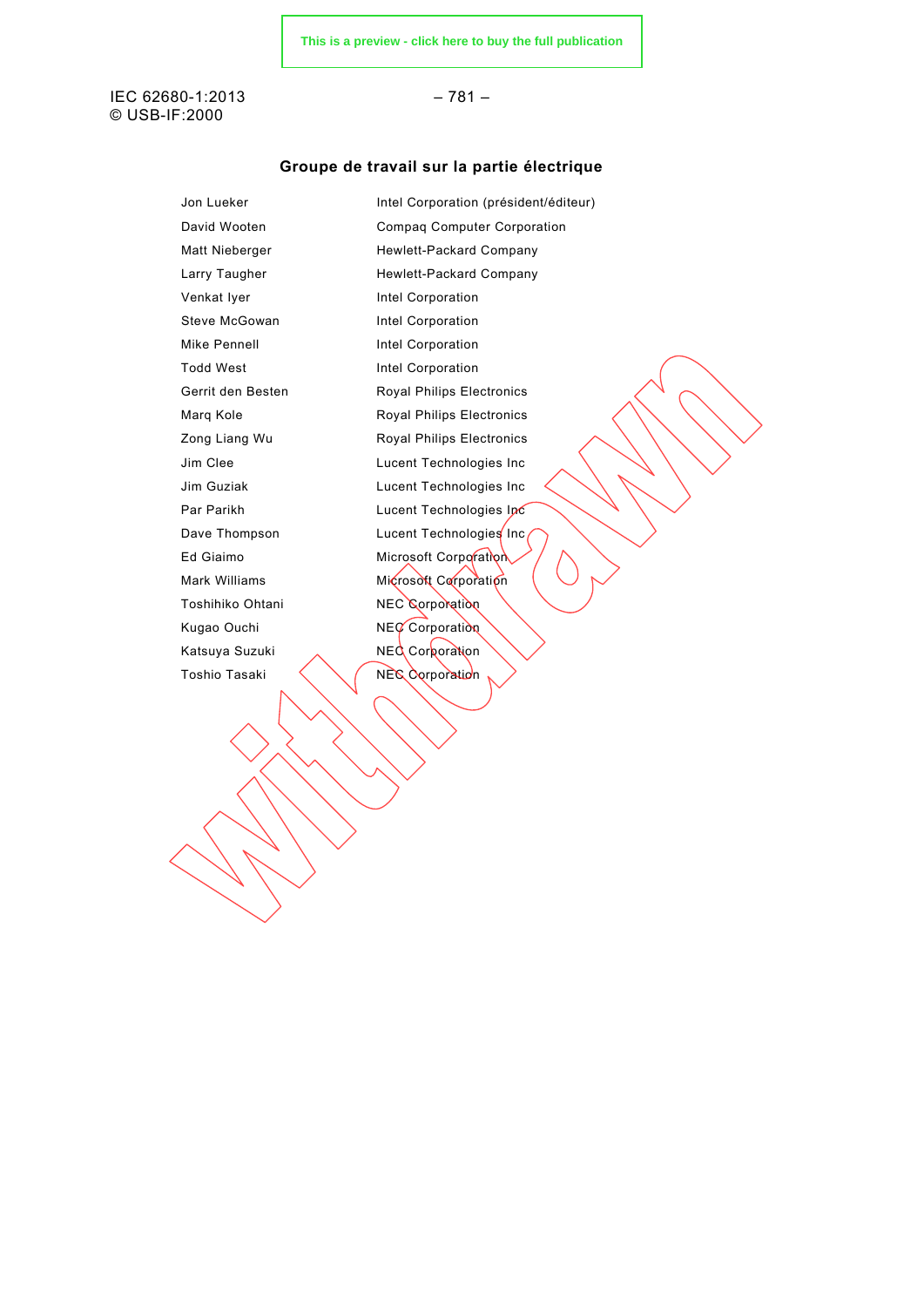## Groupe de travail sur la partie électrique

| | |
|---|---|
| Jon Lueker | Intel Corporation (président/éditeur) |
| David Wooten | Compaq Computer Corporation |
| Matt Nieberger | Hewlett-Packard Company |
| Larry Taugher | Hewlett-Packard Company |
| Venkat Iyer | Intel Corporation |
| Steve McGowan | Intel Corporation |
| Mike Pennell | Intel Corporation |
| Todd West | Intel Corporation |
| Gerrit den Besten | Royal Philips Electronics |
| Marq Kole | Royal Philips Electronics |
| Zong Liang Wu | Royal Philips Electronics |
| Jim Clee | Lucent Technologies Inc |
| Jim Guziak | Lucent Technologies Inc |
| Par Parikh | Lucent Technologies Inc |
| Dave Thompson | Lucent Technologies Inc |
| Ed Giaimo | Microsoft Corporation |
| Mark Williams | Microsoft Corporation |
| Toshihiko Ohtani | NEC Corporation |
| Kugao Ouchi | NEC Corporation |
| Katsuya Suzuki | NEC Corporation |
| Toshio Tasaki | NEC Corporation |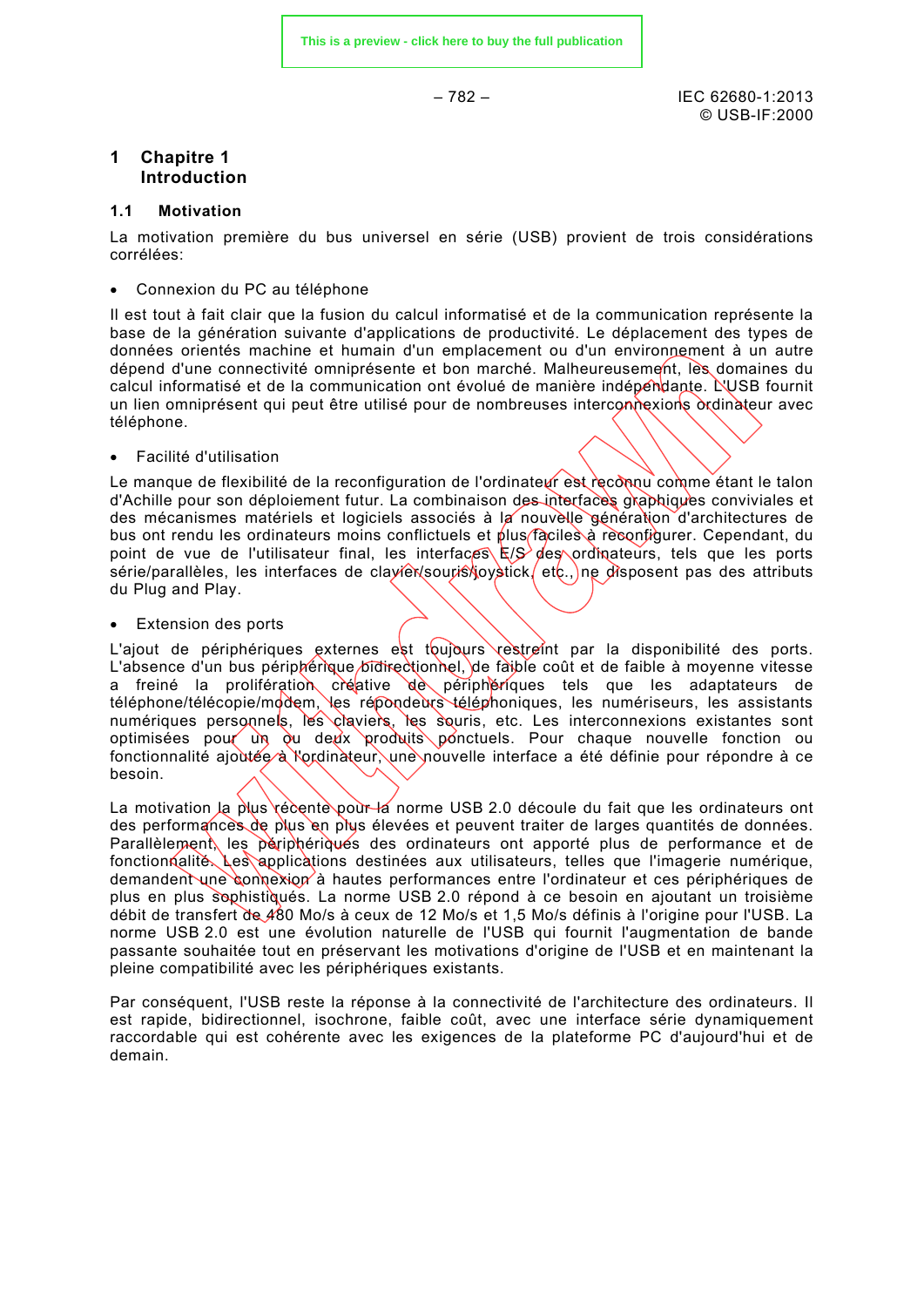# 1 Chapitre 1 Introduction

## 1.1 Motivation

La motivation première du bus universel en série (USB) provient de trois considérations corrélées:

- Connexion du PC au téléphone

Il est tout à fait clair que la fusion du calcul informatisé et de la communication représente la base de la génération suivante d'applications de productivité. Le déplacement des types de données orientés machine et humain d'un emplacement ou d'un environnement à un autre dépend d'une connectivité omniprésente et bon marché. Malheureusement, les domaines du calcul informatisé et de la communication ont évolué de manière indépendante. L'USB fournit un lien omniprésent qui peut être utilisé pour de nombreuses interconnexions ordinateur avec téléphone.

- Facilité d'utilisation

Le manque de flexibilité de la reconfiguration de l'ordinateur est reconnu comme étant le talon d'Achille pour son déploiement futur. La combinaison des interfaces graphiques conviviales et des mécanismes matériels et logiciels associés à la nouvelle génération d'architectures de bus ont rendu les ordinateurs moins conflictuels et plus faciles à reconfigurer. Cependant, du point de vue de l'utilisateur final, les interfaces E/S des ordinateurs, tels que les ports série/parallèles, les interfaces de clavier/souris/joystick, etc., ne disposent pas des attributs du Plug and Play.

- Extension des ports

L'ajout de périphériques externes est toujours restreint par la disponibilité des ports. L'absence d'un bus périphérique bidirectionnel, de faible coût et de faible à moyenne vitesse a freiné la prolifération créative de périphériques tels que les adaptateurs de téléphone/télécopie/modem, les répondeurs téléphoniques, les numériseurs, les assistants numériques personnels, les claviers, les souris, etc. Les interconnexions existantes sont optimisées pour un ou deux produits ponctuels. Pour chaque nouvelle fonction ou fonctionnalité ajoutée à l'ordinateur, une nouvelle interface a été définie pour répondre à ce besoin.

La motivation la plus récente pour la norme USB 2.0 découle du fait que les ordinateurs ont des performances de plus en plus élevées et peuvent traiter de larges quantités de données. Parallèlement, les périphériques des ordinateurs ont apporté plus de performance et de fonctionnalité. Les applications destinées aux utilisateurs, telles que l'imagerie numérique, demandent une connexion à hautes performances entre l'ordinateur et ces périphériques de plus en plus sophistiqués. La norme USB 2.0 répond à ce besoin en ajoutant un troisième débit de transfert de 480 Mo/s à ceux de 12 Mo/s et 1,5 Mo/s définis à l'origine pour l'USB. La norme USB 2.0 est une évolution naturelle de l'USB qui fournit l'augmentation de bande passante souhaitée tout en préservant les motivations d'origine de l'USB et en maintenant la pleine compatibilité avec les périphériques existants.

Par conséquent, l'USB reste la réponse à la connectivité de l'architecture des ordinateurs. Il est rapide, bidirectionnel, isochrone, faible coût, avec une interface série dynamiquement raccordable qui est cohérente avec les exigences de la plateforme PC d'aujourd'hui et de demain.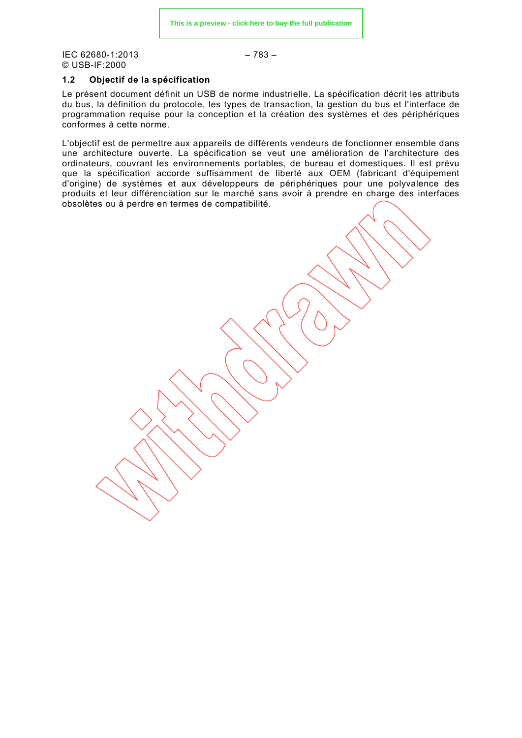## 1.2 Objectif de la spécification

Le présent document définit un USB de norme industrielle. La spécification décrit les attributs du bus, la définition du protocole, les types de transaction, la gestion du bus et l'interface de programmation requise pour la conception et la création des systèmes et des périphériques conformes à cette norme.

L'objectif est de permettre aux appareils de différents vendeurs de fonctionner ensemble dans une architecture ouverte. La spécification se veut une amélioration de l'architecture des ordinateurs, couvrant les environnements portables, de bureau et domestiques. Il est prévu que la spécification accorde suffisamment de liberté aux OEM (fabricant d'équipement d'origine) de systèmes et aux développeurs de périphériques pour une polyvalence des produits et leur différenciation sur le marché sans avoir à prendre en charge des interfaces obsolètes ou à perdre en termes de compatibilité.